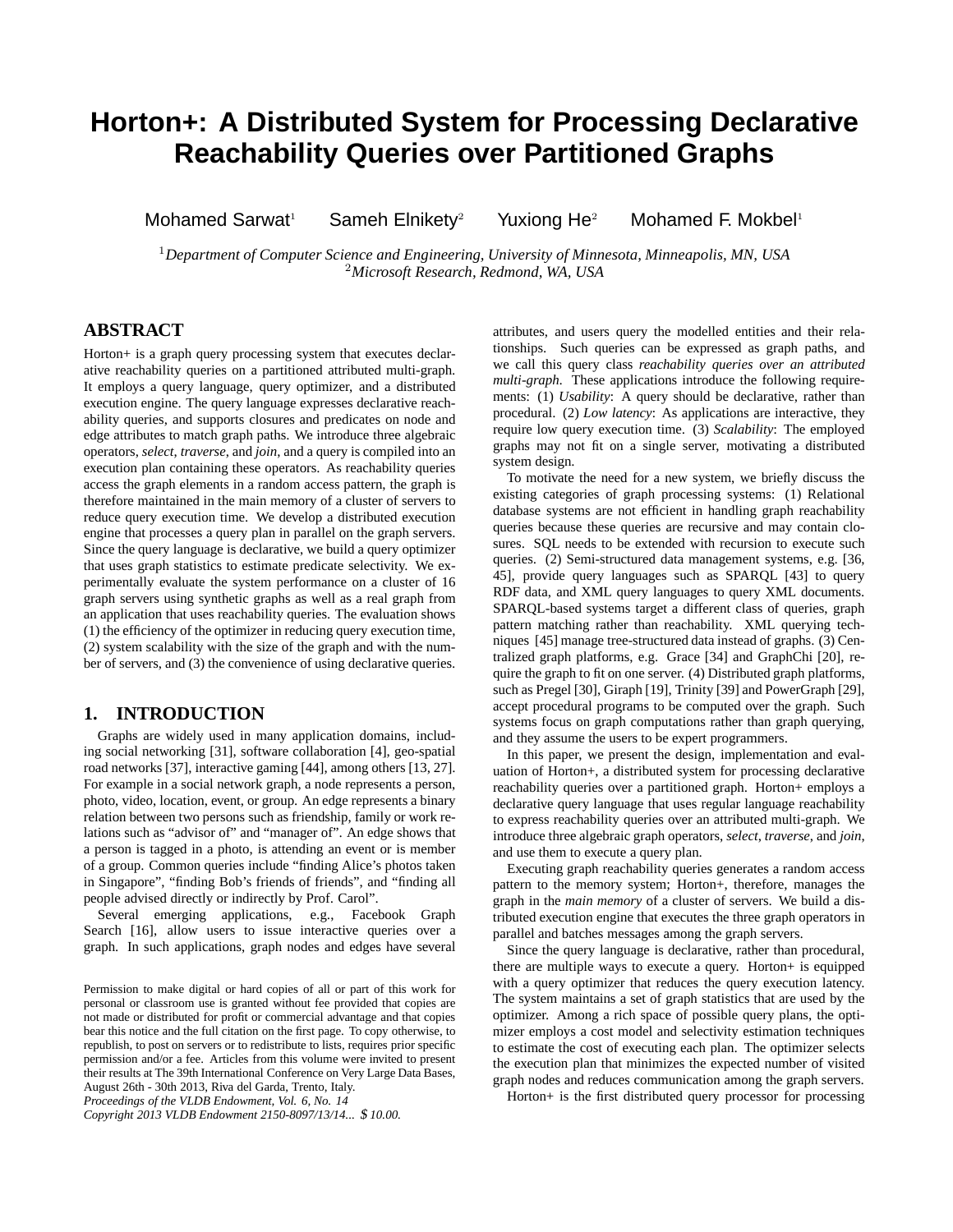# Horton+: A Distributed System for Processing Declarative Reachability Queries over Partitioned Graphs

Mohamed Sarwat[1] Sameh Elnikety[2] Yuxiong He[2] Mohamed F. Mokbel[1]

[1]*Department of Computer Science and Engineering, University of Minnesota, Minneapolis, MN, USA*
[2]*Microsoft Research, Redmond, WA, USA*

## ABSTRACT

Horton+ is a graph query processing system that executes declarative reachability queries on a partitioned attributed multi-graph. It employs a query language, query optimizer, and a distributed execution engine. The query language expresses declarative reachability queries, and supports closures and predicates on node and edge attributes to match graph paths. We introduce three algebraic operators, *select*, *traverse*, and *join*, and a query is compiled into an execution plan containing these operators. As reachability queries access the graph elements in a random access pattern, the graph is therefore maintained in the main memory of a cluster of servers to reduce query execution time. We develop a distributed execution engine that processes a query plan in parallel on the graph servers. Since the query language is declarative, we build a query optimizer that uses graph statistics to estimate predicate selectivity. We experimentally evaluate the system performance on a cluster of 16 graph servers using synthetic graphs as well as a real graph from an application that uses reachability queries. The evaluation shows (1) the efficiency of the optimizer in reducing query execution time, (2) system scalability with the size of the graph and with the number of servers, and (3) the convenience of using declarative queries.

## 1. INTRODUCTION

Graphs are widely used in many application domains, including social networking [31], software collaboration [4], geo-spatial road networks [37], interactive gaming [44], among others [13, 27]. For example in a social network graph, a node represents a person, photo, video, location, event, or group. An edge represents a binary relation between two persons such as friendship, family or work relations such as "advisor of" and "manager of". An edge shows that a person is tagged in a photo, is attending an event or is member of a group. Common queries include "finding Alice's photos taken in Singapore", "finding Bob's friends of friends", and "finding all people advised directly or indirectly by Prof. Carol".

Several emerging applications, e.g., Facebook Graph Search [16], allow users to issue interactive queries over a graph. In such applications, graph nodes and edges have several attributes, and users query the modelled entities and their relationships. Such queries can be expressed as graph paths, and we call this query class *reachability queries over an attributed multi-graph*. These applications introduce the following requirements: (1) *Usability*: A query should be declarative, rather than procedural. (2) *Low latency*: As applications are interactive, they require low query execution time. (3) *Scalability*: The employed graphs may not fit on a single server, motivating a distributed system design.

To motivate the need for a new system, we briefly discuss the existing categories of graph processing systems: (1) Relational database systems are not efficient in handling graph reachability queries because these queries are recursive and may contain closures. SQL needs to be extended with recursion to execute such queries. (2) Semi-structured data management systems, e.g. [36, 45], provide query languages such as SPARQL [43] to query RDF data, and XML query languages to query XML documents. SPARQL-based systems target a different class of queries, graph pattern matching rather than reachability. XML querying techniques [45] manage tree-structured data instead of graphs. (3) Centralized graph platforms, e.g. Grace [34] and GraphChi [20], require the graph to fit on one server. (4) Distributed graph platforms, such as Pregel [30], Giraph [19], Trinity [39] and PowerGraph [29], accept procedural programs to be computed over the graph. Such systems focus on graph computations rather than graph querying, and they assume the users to be expert programmers.

In this paper, we present the design, implementation and evaluation of Horton+, a distributed system for processing declarative reachability queries over a partitioned graph. Horton+ employs a declarative query language that uses regular language reachability to express reachability queries over an attributed multi-graph. We introduce three algebraic graph operators, *select*, *traverse*, and *join*, and use them to execute a query plan.

Executing graph reachability queries generates a random access pattern to the memory system; Horton+, therefore, manages the graph in the *main memory* of a cluster of servers. We build a distributed execution engine that executes the three graph operators in parallel and batches messages among the graph servers.

Since the query language is declarative, rather than procedural, there are multiple ways to execute a query. Horton+ is equipped with a query optimizer that reduces the query execution latency. The system maintains a set of graph statistics that are used by the optimizer. Among a rich space of possible query plans, the optimizer employs a cost model and selectivity estimation techniques to estimate the cost of executing each plan. The optimizer selects the execution plan that minimizes the expected number of visited graph nodes and reduces communication among the graph servers.

Horton+ is the first distributed query processor for processing

Permission to make digital or hard copies of all or part of this work for personal or classroom use is granted without fee provided that copies are not made or distributed for profit or commercial advantage and that copies bear this notice and the full citation on the first page. To copy otherwise, to republish, to post on servers or to redistribute to lists, requires prior specific permission and/or a fee. Articles from this volume were invited to present their results at The 39th International Conference on Very Large Data Bases, August 26th - 30th 2013, Riva del Garda, Trento, Italy.
*Proceedings of the VLDB Endowment, Vol. 6, No. 14*
*Copyright 2013 VLDB Endowment 2150-8097/13/14... $ 10.00.*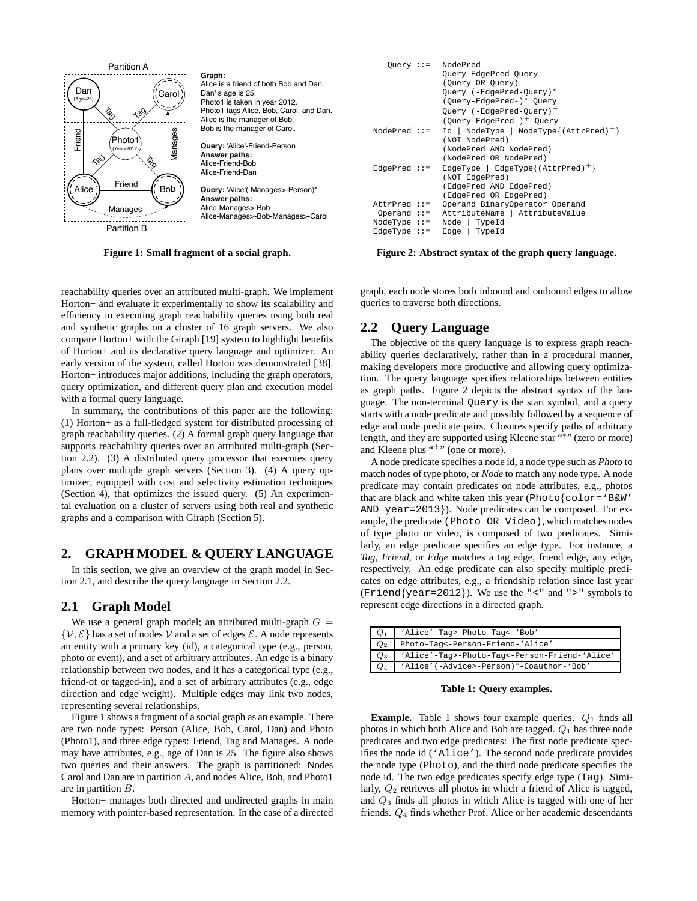Partition A

**Graph:**
Alice is a friend of both Bob and Dan.
Dan' s age is 25.
Photo1 is taken in year 2012.
Photo1 tags Alice, Bob, Carol, and Dan.
Alice is the manager of Bob.
Bob is the manager of Carol.

**Query:** 'Alice'-Friend-Person
**Answer paths:**
Alice-Friend-Bob
Alice-Friend-Dan

**Query:** 'Alice'(-Manages>-Person)*
**Answer paths:**
Alice-Manages>-Bob
Alice-Manages>-Bob-Manages>-Carol

Partition B

**Figure 1: Small fragment of a social graph.**

```
   Query ::=  NodePred
              Query-EdgePred-Query
              (Query OR Query)
              Query (-EdgePred-Query)*
              (Query-EdgePred-)* Query
              Query (-EdgePred-Query)+
              (Query-EdgePred-)+ Query
NodePred ::=  Id | NodeType | NodeType{(AttrPred)+}
              (NOT NodePred)
              (NodePred AND NodePred)
              (NodePred OR NodePred)
EdgePred ::=  EdgeType | EdgeType{(AttrPred)+}
              (NOT EdgePred)
              (EdgePred AND EdgePred)
              (EdgePred OR EdgePred)
AttrPred ::=  Operand BinaryOperator Operand
 Operand ::=  AttributeName | AttributeValue
NodeType ::=  Node | TypeId
EdgeType ::=  Edge | TypeId
```

**Figure 2: Abstract syntax of the graph query language.**

reachability queries over an attributed multi-graph. We implement Horton+ and evaluate it experimentally to show its scalability and efficiency in executing graph reachability queries using both real and synthetic graphs on a cluster of 16 graph servers. We also compare Horton+ with the Giraph [19] system to highlight benefits of Horton+ and its declarative query language and optimizer. An early version of the system, called Horton was demonstrated [38]. Horton+ introduces major additions, including the graph operators, query optimization, and different query plan and execution model with a formal query language.

In summary, the contributions of this paper are the following: (1) Horton+ as a full-fledged system for distributed processing of graph reachability queries. (2) A formal graph query language that supports reachability queries over an attributed multi-graph (Section 2.2). (3) A distributed query processor that executes query plans over multiple graph servers (Section 3). (4) A query optimizer, equipped with cost and selectivity estimation techniques (Section 4), that optimizes the issued query. (5) An experimental evaluation on a cluster of servers using both real and synthetic graphs and a comparison with Giraph (Section 5).

## 2. GRAPH MODEL & QUERY LANGUAGE

In this section, we give an overview of the graph model in Section 2.1, and describe the query language in Section 2.2.

### 2.1 Graph Model

We use a general graph model; an attributed multi-graph $G = \{\mathcal{V}, \mathcal{E}\}$ has a set of nodes $\mathcal{V}$ and a set of edges $\mathcal{E}$. A node represents an entity with a primary key (id), a categorical type (e.g., person, photo or event), and a set of arbitrary attributes. An edge is a binary relationship between two nodes, and it has a categorical type (e.g., friend-of or tagged-in), and a set of arbitrary attributes (e.g., edge direction and edge weight). Multiple edges may link two nodes, representing several relationships.

Figure 1 shows a fragment of a social graph as an example. There are two node types: Person (Alice, Bob, Carol, Dan) and Photo (Photo1), and three edge types: Friend, Tag and Manages. A node may have attributes, e.g., age of Dan is 25. The figure also shows two queries and their answers. The graph is partitioned: Nodes Carol and Dan are in partition $A$, and nodes Alice, Bob, and Photo1 are in partition $B$.

Horton+ manages both directed and undirected graphs in main memory with pointer-based representation. In the case of a directed graph, each node stores both inbound and outbound edges to allow queries to traverse both directions.

### 2.2 Query Language

The objective of the query language is to express graph reachability queries declaratively, rather than in a procedural manner, making developers more productive and allowing query optimization. The query language specifies relationships between entities as graph paths. Figure 2 depicts the abstract syntax of the language. The non-terminal `Query` is the start symbol, and a query starts with a node predicate and possibly followed by a sequence of edge and node predicate pairs. Closures specify paths of arbitrary length, and they are supported using Kleene star "*" (zero or more) and Kleene plus "+" (one or more).

A node predicate specifies a node id, a node type such as *Photo* to match nodes of type photo, or *Node* to match any node type. A node predicate may contain predicates on node attributes, e.g., photos that are black and white taken this year (`Photo{color='B&W' AND year=2013}`). Node predicates can be composed. For example, the predicate `(Photo OR Video)`, which matches nodes of type photo or video, is composed of two predicates. Similarly, an edge predicate specifies an edge type. For instance, a *Tag*, *Friend*, or *Edge* matches a tag edge, friend edge, any edge, respectively. An edge predicate can also specify multiple predicates on edge attributes, e.g., a friendship relation since last year (`Friend{year=2012}`). We use the `"<"` and `">"` symbols to represent edge directions in a directed graph.

| | |
|---|---|
| $Q_1$ | `'Alice'-Tag>-Photo-Tag<-'Bob'` |
| $Q_2$ | `Photo-Tag<-Person-Friend-'Alice'` |
| $Q_3$ | `'Alice'-Tag>-Photo-Tag<-Person-Friend-'Alice'` |
| $Q_4$ | `'Alice'(-Advice>-Person)*-Coauthor-'Bob'` |

**Table 1: Query examples.**

**Example.** Table 1 shows four example queries. $Q_1$ finds all photos in which both Alice and Bob are tagged. $Q_1$ has three node predicates and two edge predicates: The first node predicate specifies the node id (`'Alice'`). The second node predicate provides the node type (`Photo`), and the third node predicate specifies the node id. The two edge predicates specify edge type (`Tag`). Similarly, $Q_2$ retrieves all photos in which a friend of Alice is tagged, and $Q_3$ finds all photos in which Alice is tagged with one of her friends. $Q_4$ finds whether Prof. Alice or her academic descendants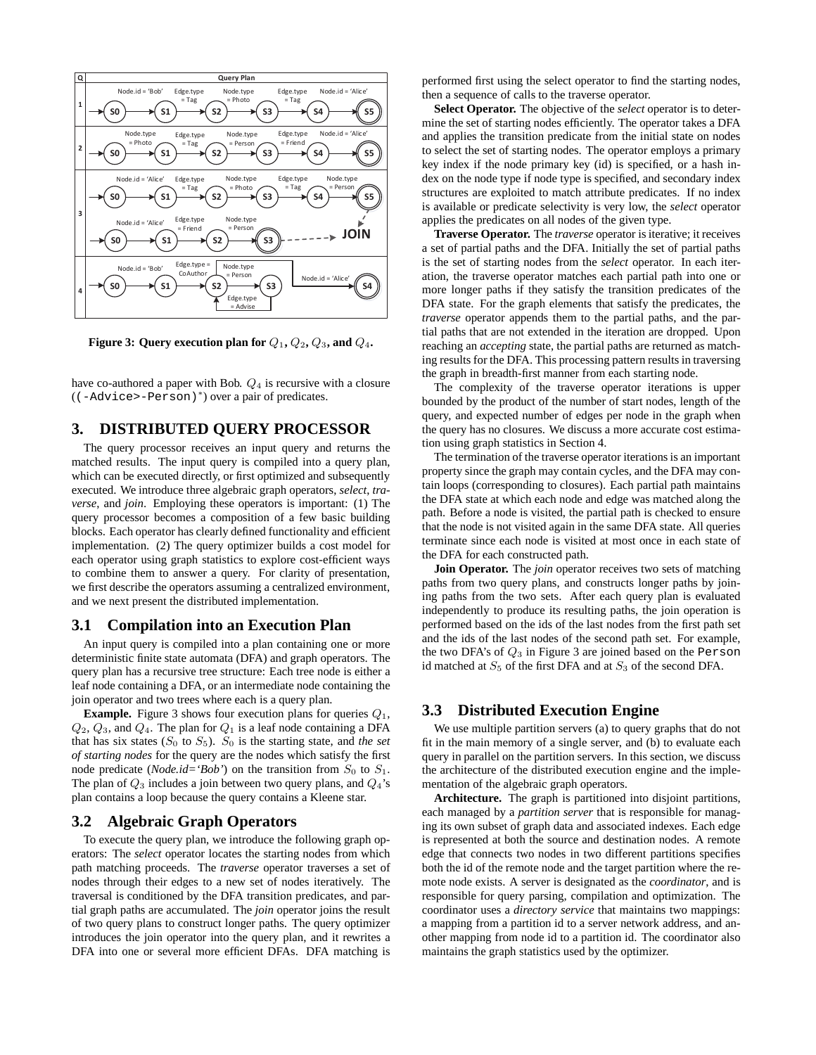Figure 3: Query execution plan for $Q_1$, $Q_2$, $Q_3$, and $Q_4$.

have co-authored a paper with Bob. $Q_4$ is recursive with a closure ((-Advice>-Person)$^*$) over a pair of predicates.

## 3. DISTRIBUTED QUERY PROCESSOR

The query processor receives an input query and returns the matched results. The input query is compiled into a query plan, which can be executed directly, or first optimized and subsequently executed. We introduce three algebraic graph operators, *select*, *traverse*, and *join*. Employing these operators is important: (1) The query processor becomes a composition of a few basic building blocks. Each operator has clearly defined functionality and efficient implementation. (2) The query optimizer builds a cost model for each operator using graph statistics to explore cost-efficient ways to combine them to answer a query. For clarity of presentation, we first describe the operators assuming a centralized environment, and we next present the distributed implementation.

### 3.1 Compilation into an Execution Plan

An input query is compiled into a plan containing one or more deterministic finite state automata (DFA) and graph operators. The query plan has a recursive tree structure: Each tree node is either a leaf node containing a DFA, or an intermediate node containing the join operator and two trees where each is a query plan.

**Example.** Figure 3 shows four execution plans for queries $Q_1$, $Q_2$, $Q_3$, and $Q_4$. The plan for $Q_1$ is a leaf node containing a DFA that has six states ($S_0$ to $S_5$). $S_0$ is the starting state, and *the set of starting nodes* for the query are the nodes which satisfy the first node predicate (*Node.id='Bob'*) on the transition from $S_0$ to $S_1$. The plan of $Q_3$ includes a join between two query plans, and $Q_4$'s plan contains a loop because the query contains a Kleene star.

### 3.2 Algebraic Graph Operators

To execute the query plan, we introduce the following graph operators: The *select* operator locates the starting nodes from which path matching proceeds. The *traverse* operator traverses a set of nodes through their edges to a new set of nodes iteratively. The traversal is conditioned by the DFA transition predicates, and partial graph paths are accumulated. The *join* operator joins the result of two query plans to construct longer paths. The query optimizer introduces the join operator into the query plan, and it rewrites a DFA into one or several more efficient DFAs. DFA matching is performed first using the select operator to find the starting nodes, then a sequence of calls to the traverse operator.

**Select Operator.** The objective of the *select* operator is to determine the set of starting nodes efficiently. The operator takes a DFA and applies the transition predicate from the initial state on nodes to select the set of starting nodes. The operator employs a primary key index if the node primary key (id) is specified, or a hash index on the node type if node type is specified, and secondary index structures are exploited to match attribute predicates. If no index is available or predicate selectivity is very low, the *select* operator applies the predicates on all nodes of the given type.

**Traverse Operator.** The *traverse* operator is iterative; it receives a set of partial paths and the DFA. Initially the set of partial paths is the set of starting nodes from the *select* operator. In each iteration, the traverse operator matches each partial path into one or more longer paths if they satisfy the transition predicates of the DFA state. For the graph elements that satisfy the predicates, the *traverse* operator appends them to the partial paths, and the partial paths that are not extended in the iteration are dropped. Upon reaching an *accepting* state, the partial paths are returned as matching results for the DFA. This processing pattern results in traversing the graph in breadth-first manner from each starting node.

The complexity of the traverse operator iterations is upper bounded by the product of the number of start nodes, length of the query, and expected number of edges per node in the graph when the query has no closures. We discuss a more accurate cost estimation using graph statistics in Section 4.

The termination of the traverse operator iterations is an important property since the graph may contain cycles, and the DFA may contain loops (corresponding to closures). Each partial path maintains the DFA state at which each node and edge was matched along the path. Before a node is visited, the partial path is checked to ensure that the node is not visited again in the same DFA state. All queries terminate since each node is visited at most once in each state of the DFA for each constructed path.

**Join Operator.** The *join* operator receives two sets of matching paths from two query plans, and constructs longer paths by joining paths from the two sets. After each query plan is evaluated independently to produce its resulting paths, the join operation is performed based on the ids of the last nodes from the first path set and the ids of the last nodes of the second path set. For example, the two DFA's of $Q_3$ in Figure 3 are joined based on the Person id matched at $S_5$ of the first DFA and at $S_3$ of the second DFA.

### 3.3 Distributed Execution Engine

We use multiple partition servers (a) to query graphs that do not fit in the main memory of a single server, and (b) to evaluate each query in parallel on the partition servers. In this section, we discuss the architecture of the distributed execution engine and the implementation of the algebraic graph operators.

**Architecture.** The graph is partitioned into disjoint partitions, each managed by a *partition server* that is responsible for managing its own subset of graph data and associated indexes. Each edge is represented at both the source and destination nodes. A remote edge that connects two nodes in two different partitions specifies both the id of the remote node and the target partition where the remote node exists. A server is designated as the *coordinator*, and is responsible for query parsing, compilation and optimization. The coordinator uses a *directory service* that maintains two mappings: a mapping from a partition id to a server network address, and another mapping from node id to a partition id. The coordinator also maintains the graph statistics used by the optimizer.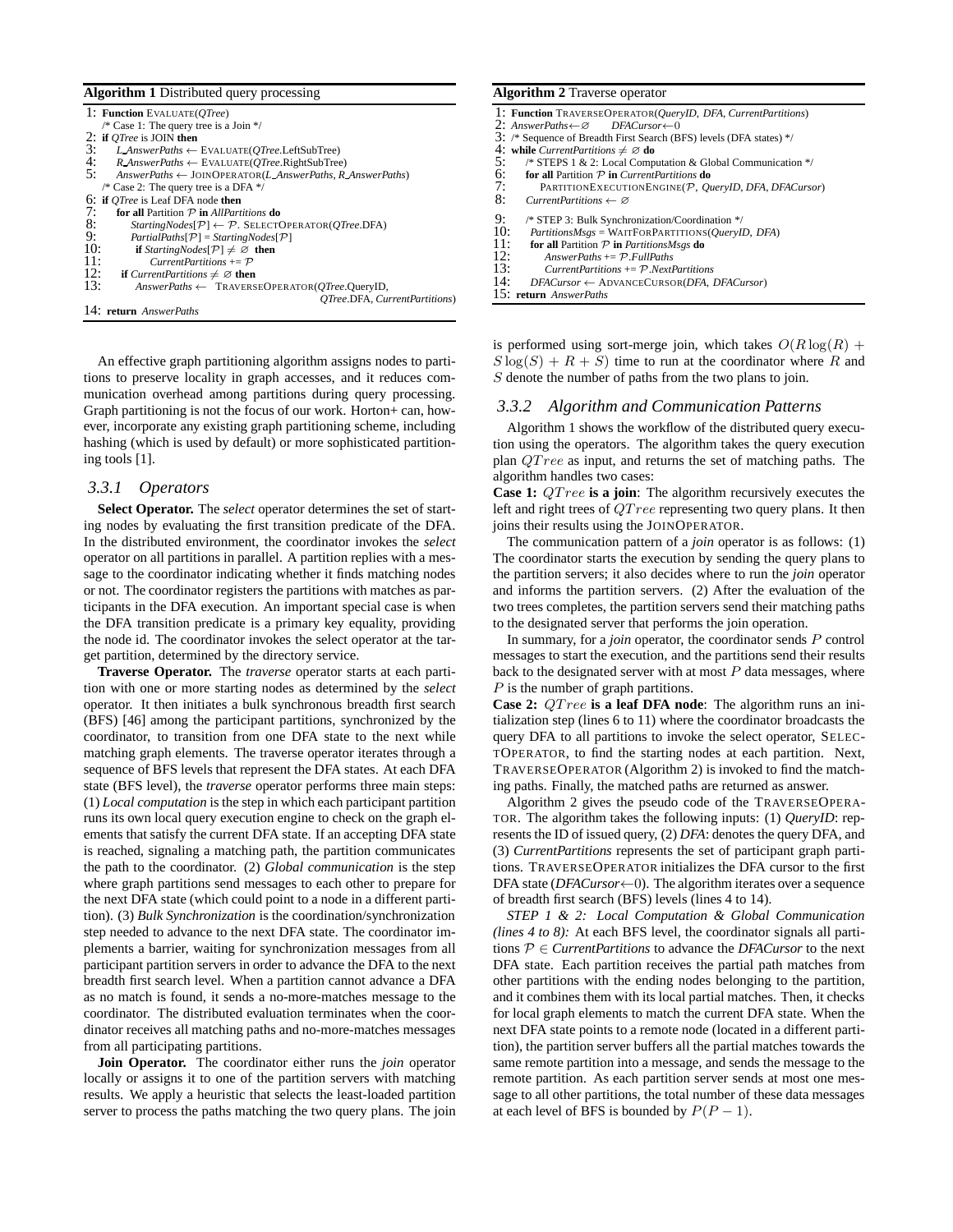**Algorithm 1** Distributed query processing

```
1: Function EVALUATE(QTree)
   /* Case 1: The query tree is a Join */
2: if QTree is JOIN then
3:     L_AnswerPaths ← EVALUATE(QTree.LeftSubTree)
4:     R_AnswerPaths ← EVALUATE(QTree.RightSubTree)
5:     AnswerPaths ← JOINOPERATOR(L_AnswerPaths, R_AnswerPaths)
   /* Case 2: The query tree is a DFA */
6: if QTree is Leaf DFA node then
7:     for all Partition P in AllPartitions do
8:         StartingNodes[P] ← P. SELECTOPERATOR(QTree.DFA)
9:         PartialPaths[P] = StartingNodes[P]
10:        if StartingNodes[P] ≠ ∅ then
11:            CurrentPartitions += P
12:    if CurrentPartitions ≠ ∅ then
13:        AnswerPaths ← TRAVERSEOPERATOR(QTree.QueryID,
                                           QTree.DFA, CurrentPartitions)
14: return AnswerPaths
```

An effective graph partitioning algorithm assigns nodes to partitions to preserve locality in graph accesses, and it reduces communication overhead among partitions during query processing. Graph partitioning is not the focus of our work. Horton+ can, however, incorporate any existing graph partitioning scheme, including hashing (which is used by default) or more sophisticated partitioning tools [1].

### 3.3.1 Operators

**Select Operator.** The *select* operator determines the set of starting nodes by evaluating the first transition predicate of the DFA. In the distributed environment, the coordinator invokes the *select* operator on all partitions in parallel. A partition replies with a message to the coordinator indicating whether it finds matching nodes or not. The coordinator registers the partitions with matches as participants in the DFA execution. An important special case is when the DFA transition predicate is a primary key equality, providing the node id. The coordinator invokes the select operator at the target partition, determined by the directory service.

**Traverse Operator.** The *traverse* operator starts at each partition with one or more starting nodes as determined by the *select* operator. It then initiates a bulk synchronous breadth first search (BFS) [46] among the participant partitions, synchronized by the coordinator, to transition from one DFA state to the next while matching graph elements. The traverse operator iterates through a sequence of BFS levels that represent the DFA states. At each DFA state (BFS level), the *traverse* operator performs three main steps: (1) *Local computation* is the step in which each participant partition runs its own local query execution engine to check on the graph elements that satisfy the current DFA state. If an accepting DFA state is reached, signaling a matching path, the partition communicates the path to the coordinator. (2) *Global communication* is the step where graph partitions send messages to each other to prepare for the next DFA state (which could point to a node in a different partition). (3) *Bulk Synchronization* is the coordination/synchronization step needed to advance to the next DFA state. The coordinator implements a barrier, waiting for synchronization messages from all participant partition servers in order to advance the DFA to the next breadth first search level. When a partition cannot advance a DFA as no match is found, it sends a no-more-matches message to the coordinator. The distributed evaluation terminates when the coordinator receives all matching paths and no-more-matches messages from all participating partitions.

**Join Operator.** The coordinator either runs the *join* operator locally or assigns it to one of the partition servers with matching results. We apply a heuristic that selects the least-loaded partition server to process the paths matching the two query plans. The join

**Algorithm 2** Traverse operator

```
1: Function TRAVERSEOPERATOR(QueryID, DFA, CurrentPartitions)
2: AnswerPaths←∅      DFACursor←0
3: /* Sequence of Breadth First Search (BFS) levels (DFA states) */
4: while CurrentPartitions ≠ ∅ do
5:     /* STEPS 1 & 2: Local Computation & Global Communication */
6:     for all Partition P in CurrentPartitions do
7:         PARTITIONEXECUTIONENGINE(P, QueryID, DFA, DFACursor)
8:     CurrentPartitions ← ∅

9:     /* STEP 3: Bulk Synchronization/Coordination */
10:    PartitionsMsgs = WAITFORPARTITIONS(QueryID, DFA)
11:    for all Partition P in PartitionsMsgs do
12:        AnswerPaths += P.FullPaths
13:        CurrentPartitions += P.NextPartitions
14:    DFACursor ← ADVANCECURSOR(DFA, DFACursor)
15: return AnswerPaths
```

is performed using sort-merge join, which takes $O(R\log(R) + S\log(S) + R + S)$ time to run at the coordinator where $R$ and $S$ denote the number of paths from the two plans to join.

### 3.3.2 Algorithm and Communication Patterns

Algorithm 1 shows the workflow of the distributed query execution using the operators. The algorithm takes the query execution plan $QTree$ as input, and returns the set of matching paths. The algorithm handles two cases:

**Case 1:** $QTree$ **is a join**: The algorithm recursively executes the left and right trees of $QTree$ representing two query plans. It then joins their results using the JOINOPERATOR.

The communication pattern of a *join* operator is as follows: (1) The coordinator starts the execution by sending the query plans to the partition servers; it also decides where to run the *join* operator and informs the partition servers. (2) After the evaluation of the two trees completes, the partition servers send their matching paths to the designated server that performs the join operation.

In summary, for a *join* operator, the coordinator sends $P$ control messages to start the execution, and the partitions send their results back to the designated server with at most $P$ data messages, where $P$ is the number of graph partitions.

**Case 2:** $QTree$ **is a leaf DFA node**: The algorithm runs an initialization step (lines 6 to 11) where the coordinator broadcasts the query DFA to all partitions to invoke the select operator, SELECTOPERATOR, to find the starting nodes at each partition. Next, TRAVERSEOPERATOR (Algorithm 2) is invoked to find the matching paths. Finally, the matched paths are returned as answer.

Algorithm 2 gives the pseudo code of the TRAVERSEOPERATOR. The algorithm takes the following inputs: (1) *QueryID*: represents the ID of issued query, (2) *DFA*: denotes the query DFA, and (3) *CurrentPartitions* represents the set of participant graph partitions. TRAVERSEOPERATOR initializes the DFA cursor to the first DFA state (*DFACursor*←0). The algorithm iterates over a sequence of breadth first search (BFS) levels (lines 4 to 14).

*STEP 1 & 2: Local Computation & Global Communication (lines 4 to 8):* At each BFS level, the coordinator signals all partitions $\mathcal{P} \in$ *CurrentPartitions* to advance the *DFACursor* to the next DFA state. Each partition receives the partial path matches from other partitions with the ending nodes belonging to the partition, and it combines them with its local partial matches. Then, it checks for local graph elements to match the current DFA state. When the next DFA state points to a remote node (located in a different partition), the partition server buffers all the partial matches towards the same remote partition into a message, and sends the message to the remote partition. As each partition server sends at most one message to all other partitions, the total number of these data messages at each level of BFS is bounded by $P(P-1)$.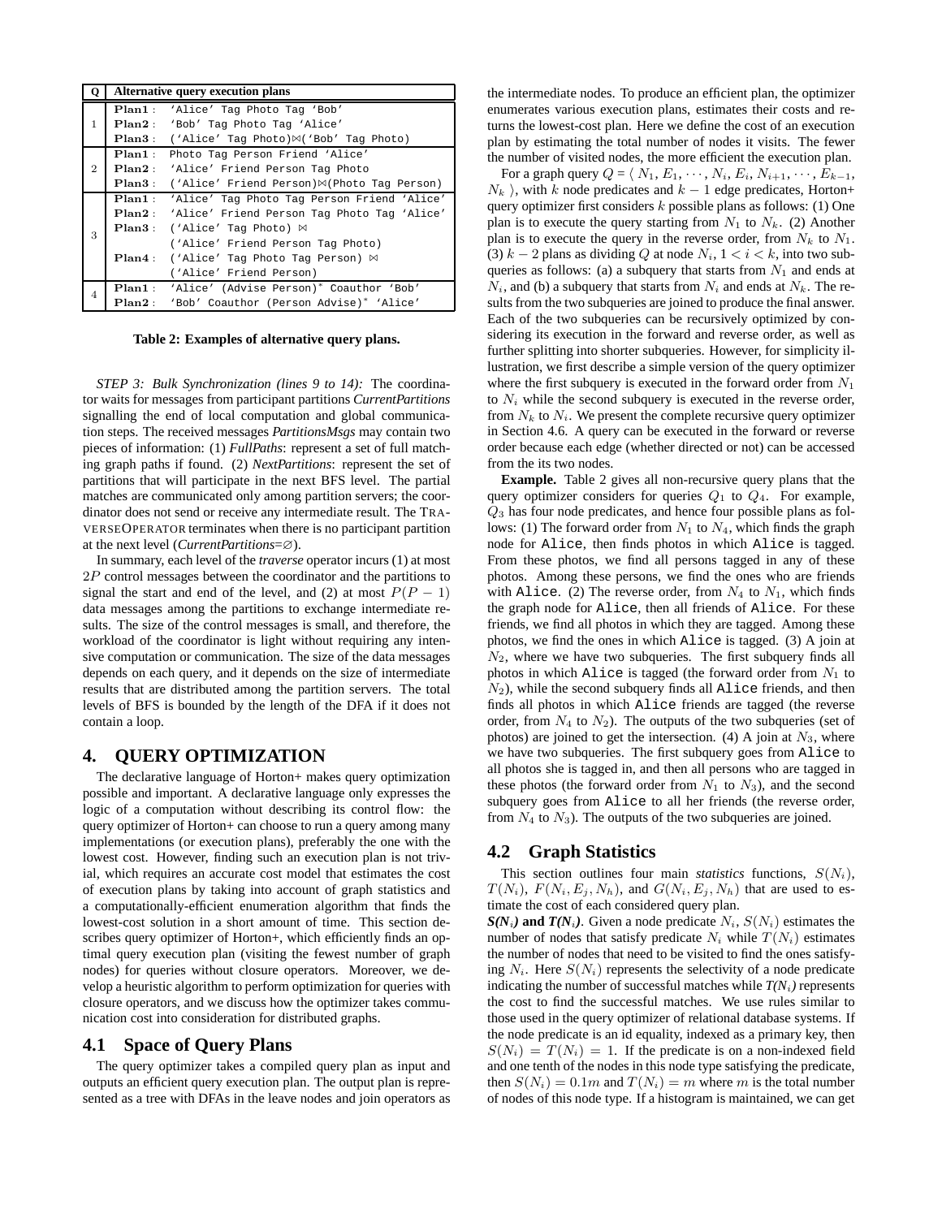| Q | Alternative query execution plans |
|---|---|
| 1 | **Plan1**: 'Alice' Tag Photo Tag 'Bob' |
| | **Plan2**: 'Bob' Tag Photo Tag 'Alice' |
| | **Plan3**: ('Alice' Tag Photo)⋈('Bob' Tag Photo) |
| 2 | **Plan1**: Photo Tag Person Friend 'Alice' |
| | **Plan2**: 'Alice' Friend Person Tag Photo |
| | **Plan3**: ('Alice' Friend Person)⋈(Photo Tag Person) |
| 3 | **Plan1**: 'Alice' Tag Photo Tag Person Friend 'Alice' |
| | **Plan2**: 'Alice' Friend Person Tag Photo Tag 'Alice' |
| | **Plan3**: ('Alice' Tag Photo) ⋈ ('Alice' Friend Person Tag Photo) |
| | **Plan4**: ('Alice' Tag Photo Tag Person) ⋈ ('Alice' Friend Person) |
| 4 | **Plan1**: 'Alice' (Advise Person)* Coauthor 'Bob' |
| | **Plan2**: 'Bob' Coauthor (Person Advise)* 'Alice' |

**Table 2: Examples of alternative query plans.**

*STEP 3: Bulk Synchronization (lines 9 to 14):* The coordinator waits for messages from participant partitions *CurrentPartitions* signalling the end of local computation and global communication steps. The received messages *PartitionsMsgs* may contain two pieces of information: (1) *FullPaths*: represent a set of full matching graph paths if found. (2) *NextPartitions*: represent the set of partitions that will participate in the next BFS level. The partial matches are communicated only among partition servers; the coordinator does not send or receive any intermediate result. The TRAVERSEOPERATOR terminates when there is no participant partition at the next level (*CurrentPartitions*=∅).

In summary, each level of the *traverse* operator incurs (1) at most $2P$ control messages between the coordinator and the partitions to signal the start and end of the level, and (2) at most $P(P-1)$ data messages among the partitions to exchange intermediate results. The size of the control messages is small, and therefore, the workload of the coordinator is light without requiring any intensive computation or communication. The size of the data messages depends on each query, and it depends on the size of intermediate results that are distributed among the partition servers. The total levels of BFS is bounded by the length of the DFA if it does not contain a loop.

# 4. QUERY OPTIMIZATION

The declarative language of Horton+ makes query optimization possible and important. A declarative language only expresses the logic of a computation without describing its control flow: the query optimizer of Horton+ can choose to run a query among many implementations (or execution plans), preferably the one with the lowest cost. However, finding such an execution plan is not trivial, which requires an accurate cost model that estimates the cost of execution plans by taking into account of graph statistics and a computationally-efficient enumeration algorithm that finds the lowest-cost solution in a short amount of time. This section describes query optimizer of Horton+, which efficiently finds an optimal query execution plan (visiting the fewest number of graph nodes) for queries without closure operators. Moreover, we develop a heuristic algorithm to perform optimization for queries with closure operators, and we discuss how the optimizer takes communication cost into consideration for distributed graphs.

## 4.1 Space of Query Plans

The query optimizer takes a compiled query plan as input and outputs an efficient query execution plan. The output plan is represented as a tree with DFAs in the leave nodes and join operators as the intermediate nodes. To produce an efficient plan, the optimizer enumerates various execution plans, estimates their costs and returns the lowest-cost plan. Here we define the cost of an execution plan by estimating the total number of nodes it visits. The fewer the number of visited nodes, the more efficient the execution plan.

For a graph query $Q = \langle N_1, E_1, \cdots, N_i, E_i, N_{i+1}, \cdots, E_{k-1}, N_k \rangle$, with $k$ node predicates and $k-1$ edge predicates, Horton+ query optimizer first considers $k$ possible plans as follows: (1) One plan is to execute the query starting from $N_1$ to $N_k$. (2) Another plan is to execute the query in the reverse order, from $N_k$ to $N_1$. (3) $k-2$ plans as dividing $Q$ at node $N_i$, $1 < i < k$, into two subqueries as follows: (a) a subquery that starts from $N_1$ and ends at $N_i$, and (b) a subquery that starts from $N_i$ and ends at $N_k$. The results from the two subqueries are joined to produce the final answer. Each of the two subqueries can be recursively optimized by considering its execution in the forward and reverse order, as well as further splitting into shorter subqueries. However, for simplicity illustration, we first describe a simple version of the query optimizer where the first subquery is executed in the forward order from $N_1$ to $N_i$ while the second subquery is executed in the reverse order, from $N_k$ to $N_i$. We present the complete recursive query optimizer in Section 4.6. A query can be executed in the forward or reverse order because each edge (whether directed or not) can be accessed from the its two nodes.

**Example.** Table 2 gives all non-recursive query plans that the query optimizer considers for queries $Q_1$ to $Q_4$. For example, $Q_3$ has four node predicates, and hence four possible plans as follows: (1) The forward order from $N_1$ to $N_4$, which finds the graph node for Alice, then finds photos in which Alice is tagged. From these photos, we find all persons tagged in any of these photos. Among these persons, we find the ones who are friends with Alice. (2) The reverse order, from $N_4$ to $N_1$, which finds the graph node for Alice, then all friends of Alice. For these friends, we find all photos in which they are tagged. Among these photos, we find the ones in which Alice is tagged. (3) A join at $N_2$, where we have two subqueries. The first subquery finds all photos in which Alice is tagged (the forward order from $N_1$ to $N_2$), while the second subquery finds all Alice friends, and then finds all photos in which Alice friends are tagged (the reverse order, from $N_4$ to $N_2$). The outputs of the two subqueries (set of photos) are joined to get the intersection. (4) A join at $N_3$, where we have two subqueries. The first subquery goes from Alice to all photos she is tagged in, and then all persons who are tagged in these photos (the forward order from $N_1$ to $N_3$), and the second subquery goes from Alice to all her friends (the reverse order, from $N_4$ to $N_3$). The outputs of the two subqueries are joined.

## 4.2 Graph Statistics

This section outlines four main *statistics* functions, $S(N_i)$, $T(N_i)$, $F(N_i, E_j, N_h)$, and $G(N_i, E_j, N_h)$ that are used to estimate the cost of each considered query plan.

***S(N$_i$)* and *T(N$_i$)***. Given a node predicate $N_i$, $S(N_i)$ estimates the number of nodes that satisfy predicate $N_i$ while $T(N_i)$ estimates the number of nodes that need to be visited to find the ones satisfying $N_i$. Here $S(N_i)$ represents the selectivity of a node predicate indicating the number of successful matches while *T(N$_i$)* represents the cost to find the successful matches. We use rules similar to those used in the query optimizer of relational database systems. If the node predicate is an id equality, indexed as a primary key, then $S(N_i) = T(N_i) = 1$. If the predicate is on a non-indexed field and one tenth of the nodes in this node type satisfying the predicate, then $S(N_i) = 0.1m$ and $T(N_i) = m$ where $m$ is the total number of nodes of this node type. If a histogram is maintained, we can get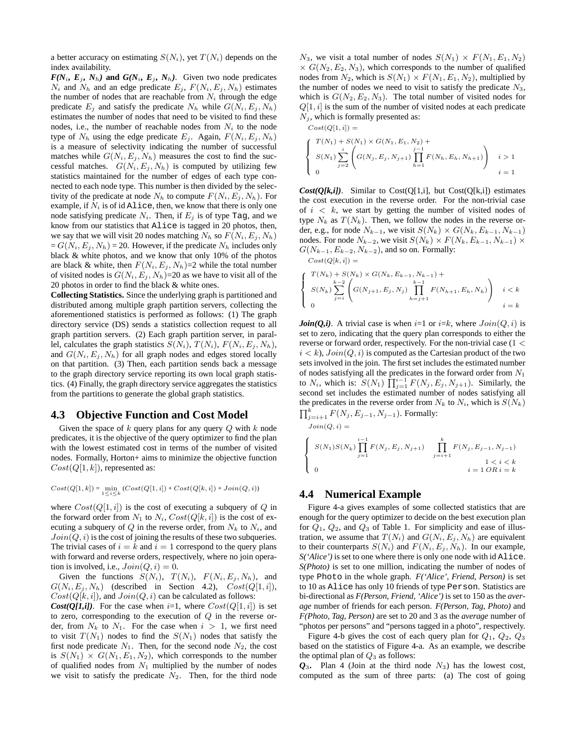a better accuracy on estimating $S(N_i)$, yet $T(N_i)$ depends on the index availability.

***F(N*$_i$*, E*$_j$*, N*$_h$*)* and *G(N*$_i$*, E*$_j$*, N*$_h$*)*.** Given two node predicates $N_i$ and $N_h$ and an edge predicate $E_j$, $F(N_i, E_j, N_h)$ estimates the number of nodes that are reachable from $N_i$ through the edge predicate $E_j$ and satisfy the predicate $N_h$ while $G(N_i, E_j, N_h)$ estimates the number of nodes that need to be visited to find these nodes, i.e., the number of reachable nodes from $N_i$ to the node type of $N_h$ using the edge predicate $E_j$. Again, $F(N_i, E_j, N_h)$ is a measure of selectivity indicating the number of successful matches while $G(N_i, E_j, N_h)$ measures the cost to find the successful matches. $G(N_i, E_j, N_h)$ is computed by utilizing few statistics maintained for the number of edges of each type connected to each node type. This number is then divided by the selectivity of the predicate at node $N_h$ to compute $F(N_i, E_j, N_h)$. For example, if $N_i$ is of id `Alice`, then, we know that there is only one node satisfying predicate $N_i$. Then, if $E_j$ is of type `Tag`, and we know from our statistics that `Alice` is tagged in 20 photos, then, we say that we will visit 20 nodes matching $N_h$ so $F(N_i, E_j, N_h) = G(N_i, E_j, N_h) = 20$. However, if the predicate $N_h$ includes only black & white photos, and we know that only 10% of the photos are black & white, then $F(N_i, E_j, N_h)$=2 while the total number of visited nodes is $G(N_i, E_j, N_h)$=20 as we have to visit all of the 20 photos in order to find the black & white ones.

**Collecting Statistics.** Since the underlying graph is partitioned and distributed among multiple graph partition servers, collecting the aforementioned statistics is performed as follows: (1) The graph directory service (DS) sends a statistics collection request to all graph partition servers. (2) Each graph partition server, in parallel, calculates the graph statistics $S(N_i)$, $T(N_i)$, $F(N_i, E_j, N_h)$, and $G(N_i, E_j, N_h)$ for all graph nodes and edges stored locally on that partition. (3) Then, each partition sends back a message to the graph directory service reporting its own local graph statistics. (4) Finally, the graph directory service aggregates the statistics from the partitions to generate the global graph statistics.

## 4.3 Objective Function and Cost Model

Given the space of $k$ query plans for any query $Q$ with $k$ node predicates, it is the objective of the query optimizer to find the plan with the lowest estimated cost in terms of the number of visited nodes. Formally, Horton+ aims to minimize the objective function $Cost(Q[1, k])$, represented as:

$$Cost(Q[1, k]) = \min_{1 \leq i \leq k} (Cost(Q[1, i]) + Cost(Q[k, i]) + Join(Q, i))$$

where $Cost(Q[1, i])$ is the cost of executing a subquery of $Q$ in the forward order from $N_1$ to $N_i$, $Cost(Q[k, i])$ is the cost of executing a subquery of $Q$ in the reverse order, from $N_k$ to $N_i$, and $Join(Q, i)$ is the cost of joining the results of these two subqueries. The trivial cases of $i = k$ and $i = 1$ correspond to the query plans with forward and reverse orders, respectively, where no join operation is involved, i.e., $Join(Q, i) = 0$.

Given the functions $S(N_i)$, $T(N_i)$, $F(N_i, E_j, N_h)$, and $G(N_i, E_j, N_h)$ (described in Section 4.2), $Cost(Q[1, i])$, $Cost(Q[k, i])$, and $Join(Q, i)$ can be calculated as follows:

***Cost(Q[1,i])*.** For the case when $i$=1, where $Cost(Q[1, i])$ is set to zero, corresponding to the execution of $Q$ in the reverse order, from $N_k$ to $N_1$. For the case when $i > 1$, we first need to visit $T(N_1)$ nodes to find the $S(N_1)$ nodes that satisfy the first node predicate $N_1$. Then, for the second node $N_2$, the cost is $S(N_1) \times G(N_1, E_1, N_2)$, which corresponds to the number of qualified nodes from $N_1$ multiplied by the number of nodes we visit to satisfy the predicate $N_2$. Then, for the third node $N_3$, we visit a total number of nodes $S(N_1) \times F(N_1, E_1, N_2) \times G(N_2, E_2, N_3)$, which corresponds to the number of qualified nodes from $N_2$, which is $S(N_1) \times F(N_1, E_1, N_2)$, multiplied by the number of nodes we need to visit to satisfy the predicate $N_3$, which is $G(N_2, E_2, N_3)$. The total number of visited nodes for $Q[1, i]$ is the sum of the number of visited nodes at each predicate $N_j$, which is formally presented as:

$$Cost(Q[1, i]) =$$

$$\begin{cases} T(N_1) + S(N_1) \times G(N_1, E_1, N_2) + \\ S(N_1) \displaystyle\sum_{j=2}^{i} \left( G(N_j, E_j, N_{j+1}) \prod_{h=1}^{j-1} F(N_h, E_h, N_{h+1}) \right) & i > 1 \\ 0 & i = 1 \end{cases}$$

***Cost(Q[k,i])*.** Similar to Cost(Q[1,i], but Cost(Q[k,i]) estimates the cost execution in the reverse order. For the non-trivial case of $i < k$, we start by getting the number of visited nodes of type $N_k$ as $T(N_k)$. Then, we follow the nodes in the reverse order, e.g., for node $N_{k-1}$, we visit $S(N_k) \times G(N_k, E_{k-1}, N_{k-1})$ nodes. For node $N_{k-2}$, we visit $S(N_k) \times F(N_k, E_{k-1}, N_{k-1}) \times G(N_{k-1}, E_{k-2}, N_{k-2})$, and so on. Formally:

$$Cost(Q[k, i]) =$$

$$\begin{cases} T(N_k) + S(N_k) \times G(N_k, E_{k-1}, N_{k-1}) + \\ S(N_k) \displaystyle\sum_{j=i}^{k-2} \left( G(N_{j+1}, E_j, N_j) \prod_{h=j+1}^{k-1} F(N_{h+1}, E_h, N_h) \right) & i < k \\ 0 & i = k \end{cases}$$

***Join(Q,i)*.** A trivial case is when $i$=1 or $i$=$k$, where $Join(Q, i)$ is set to zero, indicating that the query plan corresponds to either the reverse or forward order, respectively. For the non-trivial case ($1 < i < k$), $Join(Q, i)$ is computed as the Cartesian product of the two sets involved in the join. The first set includes the estimated number of nodes satisfying all the predicates in the forward order from $N_1$ to $N_i$, which is: $S(N_1) \prod_{j=1}^{i-1} F(N_j, E_j, N_{j+1})$. Similarly, the second set includes the estimated number of nodes satisfying all the predicates in the reverse order from $N_k$ to $N_i$, which is $S(N_k) \prod_{j=i+1}^{k} F(N_j, E_{j-1}, N_{j-1})$. Formally:

$$Join(Q, i) =$$

$$\begin{cases} S(N_1) S(N_k) \displaystyle\prod_{j=1}^{i-1} F(N_j, E_j, N_{j+1}) \prod_{j=i+1}^{k} F(N_j, E_{j-1}, N_{j-1}) & 1 < i < k \\ 0 & i = 1 \; OR \; i = k \end{cases}$$

## 4.4 Numerical Example

Figure 4-a gives examples of some collected statistics that are enough for the query optimizer to decide on the best execution plan for $Q_1$, $Q_2$, and $Q_3$ of Table 1. For simplicity and ease of illustration, we assume that $T(N_i)$ and $G(N_i, E_j, N_h)$ are equivalent to their counterparts $S(N_i)$ and $F(N_i, E_j, N_h)$. In our example, *S('Alice')* is set to one where there is only one node with id `Alice`. *S(Photo)* is set to one million, indicating the number of nodes of type `Photo` in the whole graph. *F('Alice', Friend, Person)* is set to 10 as `Alice` has only 10 friends of type `Person`. Statistics are bi-directional as *F(Person, Friend, 'Alice')* is set to 150 as the *average* number of friends for each person. *F(Person, Tag, Photo)* and *F(Photo, Tag, Person)* are set to 20 and 3 as the *average* number of "photos per persons" and "persons tagged in a photo", respectively.

Figure 4-b gives the cost of each query plan for $Q_1$, $Q_2$, $Q_3$ based on the statistics of Figure 4-a. As an example, we describe the optimal plan of $Q_3$ as follows:

***Q*$_3$.** Plan 4 (Join at the third node $N_3$) has the lowest cost, computed as the sum of three parts: (a) The cost of going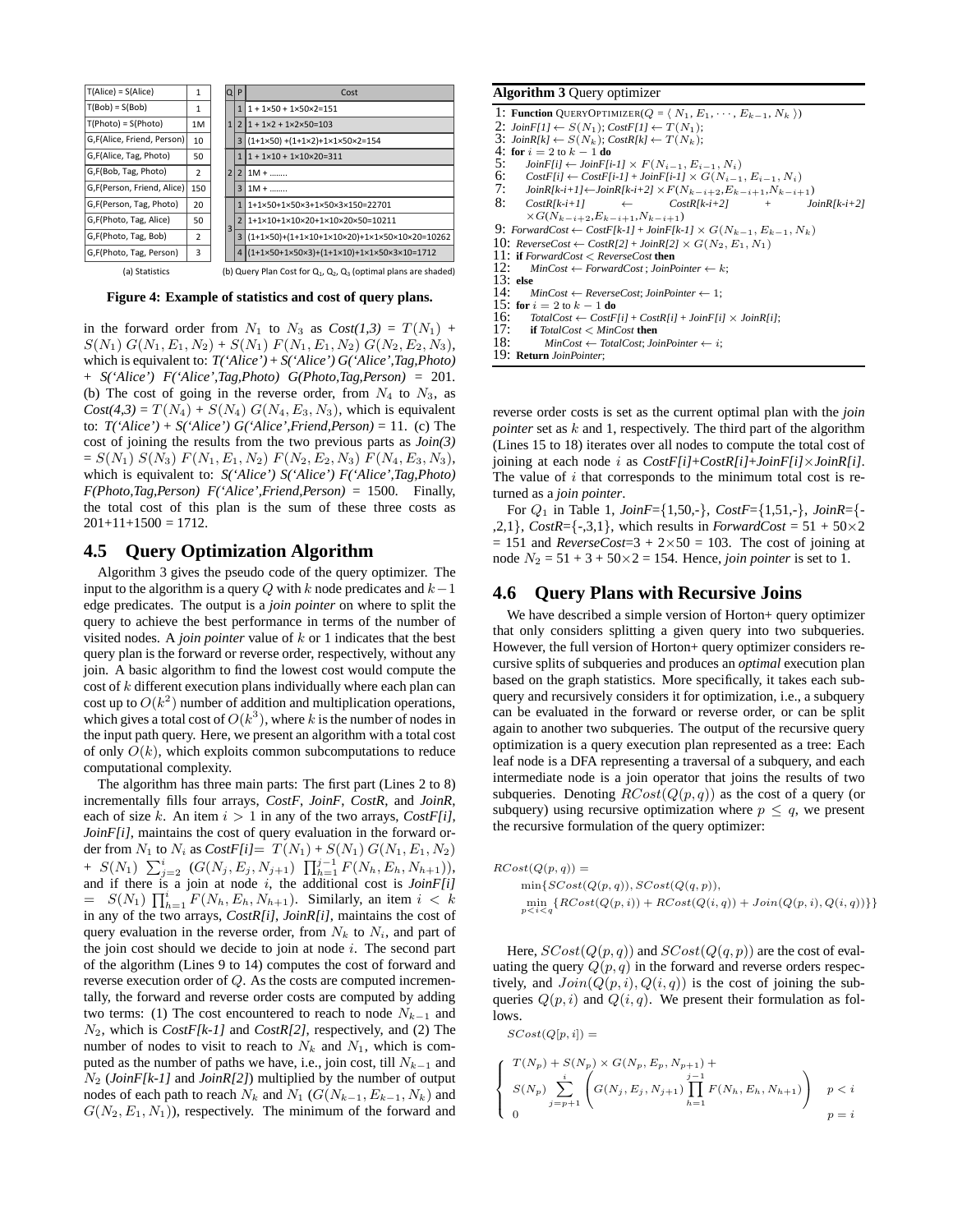| T(Alice) = S(Alice) | 1 |
|---|---|
| T(Bob) = S(Bob) | 1 |
| T(Photo) = S(Photo) | 1M |
| G,F(Alice, Friend, Person) | 10 |
| G,F(Alice, Tag, Photo) | 50 |
| G,F(Bob, Tag, Photo) | 2 |
| G,F(Person, Friend, Alice) | 150 |
| G,F(Person, Tag, Photo) | 20 |
| G,F(Photo, Tag, Alice) | 50 |
| G,F(Photo, Tag, Bob) | 2 |
| G,F(Photo, Tag, Person) | 3 |

(a) Statistics

| Q | P | Cost |
|---|---|---|
| 1 | 1 | 1 + 1×50 + 1×50×2=151 |
| | 2 | 1 + 1×2 + 1×2×50=103 |
| | 3 | (1+1×50) +(1+1×2)+1×1×50×2=154 |
| 2 | 1 | 1 + 1×10 + 1×10×20=311 |
| | 2 | 1M + …….. |
| | 3 | 1M + …….. |
| 3 | 1 | 1+1×50+1×50×3+1×50×3×150=22701 |
| | 2 | 1+1×10+1×10×20+1×10×20×50=10211 |
| | 3 | (1+1×50)+(1+1×10+1×10×20)+1×1×50×10×20=10262 |
| | 4 | (1+1×50+1×50×3)+(1+1×10)+1×1×50×3×10=1712 |

(b) Query Plan Cost for $Q_1$, $Q_2$, $Q_3$ (optimal plans are shaded)

**Figure 4: Example of statistics and cost of query plans.**

in the forward order from $N_1$ to $N_3$ as *Cost(1,3)* = $T(N_1)$ + $S(N_1)\ G(N_1, E_1, N_2)$ + $S(N_1)\ F(N_1, E_1, N_2)\ G(N_2, E_2, N_3)$, which is equivalent to: *T('Alice') + S('Alice') G('Alice',Tag,Photo) + S('Alice') F('Alice',Tag,Photo) G(Photo,Tag,Person)* = 201. (b) The cost of going in the reverse order, from $N_4$ to $N_3$, as *Cost(4,3)* = $T(N_4) + S(N_4)\ G(N_4, E_3, N_3)$, which is equivalent to: *T('Alice') + S('Alice') G('Alice',Friend,Person)* = 11. (c) The cost of joining the results from the two previous parts as *Join(3)* = $S(N_1)\ S(N_3)\ F(N_1, E_1, N_2)\ F(N_2, E_2, N_3)\ F(N_4, E_3, N_3)$, which is equivalent to: *S('Alice') S('Alice') F('Alice',Tag,Photo) F(Photo,Tag,Person) F('Alice',Friend,Person)* = 1500. Finally, the total cost of this plan is the sum of these three costs as 201+11+1500 = 1712.

## 4.5 Query Optimization Algorithm

Algorithm 3 gives the pseudo code of the query optimizer. The input to the algorithm is a query $Q$ with $k$ node predicates and $k-1$ edge predicates. The output is a *join pointer* on where to split the query to achieve the best performance in terms of the number of visited nodes. A *join pointer* value of $k$ or 1 indicates that the best query plan is the forward or reverse order, respectively, without any join. A basic algorithm to find the lowest cost would compute the cost of $k$ different execution plans individually where each plan can cost up to $O(k^2)$ number of addition and multiplication operations, which gives a total cost of $O(k^3)$, where $k$ is the number of nodes in the input path query. Here, we present an algorithm with a total cost of only $O(k)$, which exploits common subcomputations to reduce computational complexity.

The algorithm has three main parts: The first part (Lines 2 to 8) incrementally fills four arrays, *CostF*, *JoinF*, *CostR*, and *JoinR*, each of size $k$. An item $i > 1$ in any of the two arrays, *CostF[i]*, *JoinF[i]*, maintains the cost of query evaluation in the forward order from $N_1$ to $N_i$ as *CostF[i]*= $T(N_1) + S(N_1)\ G(N_1, E_1, N_2) + S(N_1)\ \sum_{j=2}^{i}\ (G(N_j, E_j, N_{j+1})\ \prod_{h=1}^{j-1} F(N_h, E_h, N_{h+1}))$, and if there is a join at node $i$, the additional cost is *JoinF[i]* $= S(N_1) \prod_{h=1}^{i} F(N_h, E_h, N_{h+1})$. Similarly, an item $i < k$ in any of the two arrays, *CostR[i]*, *JoinR[i]*, maintains the cost of query evaluation in the reverse order, from $N_k$ to $N_i$, and part of the join cost should we decide to join at node $i$. The second part of the algorithm (Lines 9 to 14) computes the cost of forward and reverse execution order of $Q$. As the costs are computed incrementally, the forward and reverse order costs are computed by adding two terms: (1) The cost encountered to reach to node $N_{k-1}$ and $N_2$, which is *CostF[k-1]* and *CostR[2]*, respectively, and (2) The number of nodes to visit to reach to $N_k$ and $N_1$, which is computed as the number of paths we have, i.e., join cost, till $N_{k-1}$ and $N_2$ (*JoinF[k-1]* and *JoinR[2]*) multiplied by the number of output nodes of each path to reach $N_k$ and $N_1$ ($G(N_{k-1}, E_{k-1}, N_k)$ and $G(N_2, E_1, N_1)$), respectively. The minimum of the forward and reverse order costs is set as the current optimal plan with the *join pointer* set as $k$ and 1, respectively. The third part of the algorithm (Lines 15 to 18) iterates over all nodes to compute the total cost of joining at each node $i$ as *CostF[i]+CostR[i]+JoinF[i]×JoinR[i]*. The value of $i$ that corresponds to the minimum total cost is returned as a *join pointer*.

**Algorithm 3** Query optimizer

```
1:  Function QUERYOPTIMIZER(Q = ⟨ N_1, E_1, ..., E_{k-1}, N_k ⟩)
2:  JoinF[1] ← S(N_1); CostF[1] ← T(N_1);
3:  JoinR[k] ← S(N_k); CostR[k] ← T(N_k);
4:  for i = 2 to k − 1 do
5:      JoinF[i] ← JoinF[i-1] × F(N_{i-1}, E_{i-1}, N_i)
6:      CostF[i] ← CostF[i-1] + JoinF[i-1] × G(N_{i-1}, E_{i-1}, N_i)
7:      JoinR[k-i+1] ← JoinR[k-i+2] × F(N_{k-i+2}, E_{k-i+1}, N_{k-i+1})
8:      CostR[k-i+1] ← CostR[k-i+2] + JoinR[k-i+2]
            × G(N_{k-i+2}, E_{k-i+1}, N_{k-i+1})
9:  ForwardCost ← CostF[k-1] + JoinF[k-1] × G(N_{k-1}, E_{k-1}, N_k)
10: ReverseCost ← CostR[2] + JoinR[2] × G(N_2, E_1, N_1)
11: if ForwardCost < ReverseCost then
12:     MinCost ← ForwardCost ; JoinPointer ← k;
13: else
14:     MinCost ← ReverseCost; JoinPointer ← 1;
15: for i = 2 to k − 1 do
16:     TotalCost ← CostF[i] + CostR[i] + JoinF[i] × JoinR[i];
17:     if TotalCost < MinCost then
18:         MinCost ← TotalCost; JoinPointer ← i;
19: Return JoinPointer;
```

For $Q_1$ in Table 1, *JoinF*={1,50,-}, *CostF*={1,51,-}, *JoinR*={-,2,1}, *CostR*={-,3,1}, which results in *ForwardCost* = 51 + 50×2 = 151 and *ReverseCost*=3 + 2×50 = 103. The cost of joining at node $N_2$ = 51 + 3 + 50×2 = 154. Hence, *join pointer* is set to 1.

## 4.6 Query Plans with Recursive Joins

We have described a simple version of Horton+ query optimizer that only considers splitting a given query into two subqueries. However, the full version of Horton+ query optimizer considers recursive splits of subqueries and produces an *optimal* execution plan based on the graph statistics. More specifically, it takes each subquery and recursively considers it for optimization, i.e., a subquery can be evaluated in the forward or reverse order, or can be split again to another two subqueries. The output of the recursive query optimization is a query execution plan represented as a tree: Each leaf node is a DFA representing a traversal of a subquery, and each intermediate node is a join operator that joins the results of two subqueries. Denoting $RCost(Q(p,q))$ as the cost of a query (or subquery) using recursive optimization where $p \leq q$, we present the recursive formulation of the query optimizer:

$$
\begin{aligned}
&RCost(Q(p,q)) = \\
&\quad \min\{SCost(Q(p,q)), SCost(Q(q,p)), \\
&\quad \min_{p<i<q}\{RCost(Q(p,i)) + RCost(Q(i,q)) + Join(Q(p,i), Q(i,q))\}\}
\end{aligned}
$$

Here, $SCost(Q(p,q))$ and $SCost(Q(q,p))$ are the cost of evaluating the query $Q(p,q)$ in the forward and reverse orders respectively, and $Join(Q(p,i), Q(i,q))$ is the cost of joining the subqueries $Q(p,i)$ and $Q(i,q)$. We present their formulation as follows.

$$
SCost(Q[p,i]) =
$$

$$
\begin{cases}
T(N_p) + S(N_p) \times G(N_p, E_p, N_{p+1}) + \\
S(N_p) \displaystyle\sum_{j=p+1}^{i} \left( G(N_j, E_j, N_{j+1}) \prod_{h=1}^{j-1} F(N_h, E_h, N_{h+1}) \right) & p < i \\
0 & p = i
\end{cases}
$$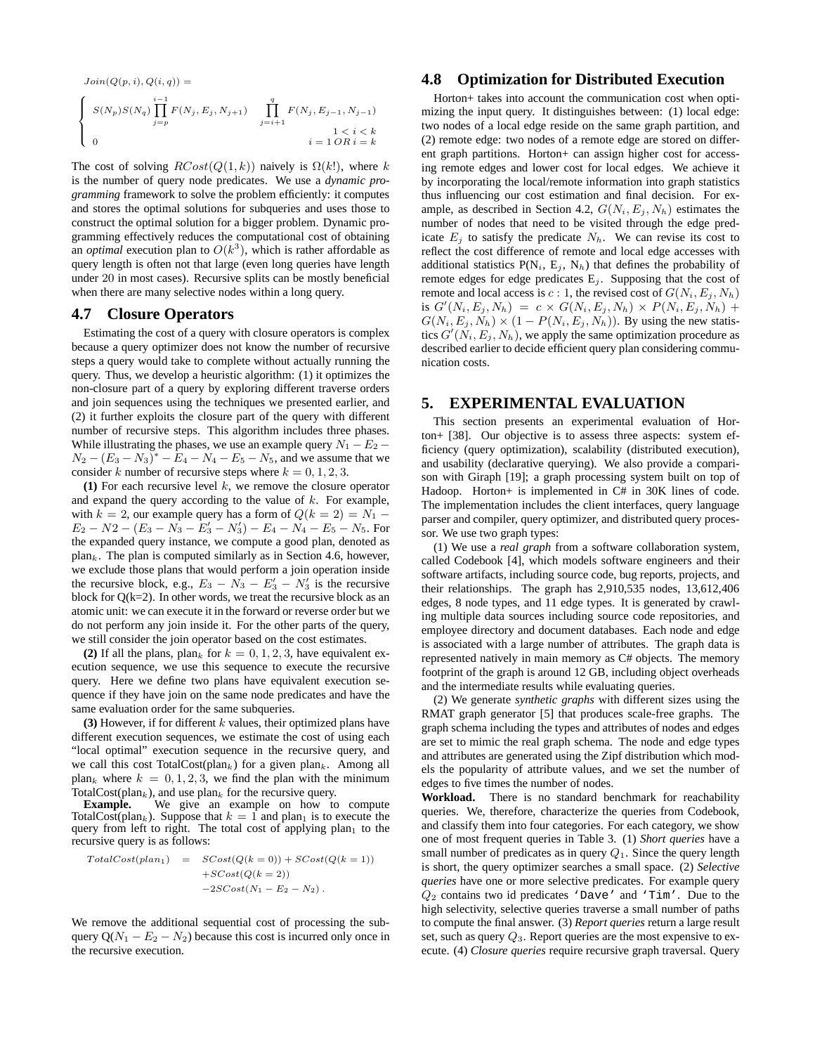$$Join(Q(p,i), Q(i,q)) =$$

$$\begin{cases} S(N_p)S(N_q)\prod_{j=p}^{i-1} F(N_j, E_j, N_{j+1}) \prod_{j=i+1}^{q} F(N_j, E_{j-1}, N_{j-1}) & 1 < i < k \\ 0 & i = 1 \, OR \, i = k \end{cases}$$

The cost of solving $RCost(Q(1,k))$ naively is $\Omega(k!)$, where $k$ is the number of query node predicates. We use a *dynamic programming* framework to solve the problem efficiently: it computes and stores the optimal solutions for subqueries and uses those to construct the optimal solution for a bigger problem. Dynamic programming effectively reduces the computational cost of obtaining an *optimal* execution plan to $O(k^3)$, which is rather affordable as query length is often not that large (even long queries have length under 20 in most cases). Recursive splits can be mostly beneficial when there are many selective nodes within a long query.

### 4.7 Closure Operators

Estimating the cost of a query with closure operators is complex because a query optimizer does not know the number of recursive steps a query would take to complete without actually running the query. Thus, we develop a heuristic algorithm: (1) it optimizes the non-closure part of a query by exploring different traverse orders and join sequences using the techniques we presented earlier, and (2) it further exploits the closure part of the query with different number of recursive steps. This algorithm includes three phases. While illustrating the phases, we use an example query $N_1 - E_2 - N_2 - (E_3 - N_3)^* - E_4 - N_4 - E_5 - N_5$, and we assume that we consider $k$ number of recursive steps where $k = 0, 1, 2, 3$.

**(1)** For each recursive level $k$, we remove the closure operator and expand the query according to the value of $k$. For example, with $k = 2$, our example query has a form of $Q(k = 2) = N_1 - E_2 - N2 - (E_3 - N_3 - E'_3 - N'_3) - E_4 - N_4 - E_5 - N_5$. For the expanded query instance, we compute a good plan, denoted as plan$_k$. The plan is computed similarly as in Section 4.6, however, we exclude those plans that would perform a join operation inside the recursive block, e.g., $E_3 - N_3 - E'_3 - N'_3$ is the recursive block for Q(k=2). In other words, we treat the recursive block as an atomic unit: we can execute it in the forward or reverse order but we do not perform any join inside it. For the other parts of the query, we still consider the join operator based on the cost estimates.

**(2)** If all the plans, plan$_k$ for $k = 0, 1, 2, 3$, have equivalent execution sequence, we use this sequence to execute the recursive query. Here we define two plans have equivalent execution sequence if they have join on the same node predicates and have the same evaluation order for the same subqueries.

**(3)** However, if for different $k$ values, their optimized plans have different execution sequences, we estimate the cost of using each "local optimal" execution sequence in the recursive query, and we call this cost TotalCost(plan$_k$) for a given plan$_k$. Among all plan$_k$ where $k = 0, 1, 2, 3$, we find the plan with the minimum TotalCost(plan$_k$), and use plan$_k$ for the recursive query.

**Example.** We give an example on how to compute TotalCost(plan$_k$). Suppose that $k = 1$ and plan$_1$ is to execute the query from left to right. The total cost of applying plan$_1$ to the recursive query is as follows:

$$\begin{aligned} TotalCost(plan_1) &= SCost(Q(k=0)) + SCost(Q(k=1)) \\ &\quad + SCost(Q(k=2)) \\ &\quad - 2SCost(N_1 - E_2 - N_2)\,. \end{aligned}$$

We remove the additional sequential cost of processing the subquery Q($N_1 - E_2 - N_2$) because this cost is incurred only once in the recursive execution.

### 4.8 Optimization for Distributed Execution

Horton+ takes into account the communication cost when optimizing the input query. It distinguishes between: (1) local edge: two nodes of a local edge reside on the same graph partition, and (2) remote edge: two nodes of a remote edge are stored on different graph partitions. Horton+ can assign higher cost for accessing remote edges and lower cost for local edges. We achieve it by incorporating the local/remote information into graph statistics thus influencing our cost estimation and final decision. For example, as described in Section 4.2, $G(N_i, E_j, N_h)$ estimates the number of nodes that need to be visited through the edge predicate $E_j$ to satisfy the predicate $N_h$. We can revise its cost to reflect the cost difference of remote and local edge accesses with additional statistics P($N_i$, $E_j$, $N_h$) that defines the probability of remote edges for edge predicates $E_j$. Supposing that the cost of remote and local access is $c : 1$, the revised cost of $G(N_i, E_j, N_h)$ is $G'(N_i, E_j, N_h) = c \times G(N_i, E_j, N_h) \times P(N_i, E_j, N_h) + G(N_i, E_j, N_h) \times (1 - P(N_i, E_j, N_h))$. By using the new statistics $G'(N_i, E_j, N_h)$, we apply the same optimization procedure as described earlier to decide efficient query plan considering communication costs.

## 5. EXPERIMENTAL EVALUATION

This section presents an experimental evaluation of Horton+ [38]. Our objective is to assess three aspects: system efficiency (query optimization), scalability (distributed execution), and usability (declarative querying). We also provide a comparison with Giraph [19]; a graph processing system built on top of Hadoop. Horton+ is implemented in C# in 30K lines of code. The implementation includes the client interfaces, query language parser and compiler, query optimizer, and distributed query processor. We use two graph types:

(1) We use a *real graph* from a software collaboration system, called Codebook [4], which models software engineers and their software artifacts, including source code, bug reports, projects, and their relationships. The graph has 2,910,535 nodes, 13,612,406 edges, 8 node types, and 11 edge types. It is generated by crawling multiple data sources including source code repositories, and employee directory and document databases. Each node and edge is associated with a large number of attributes. The graph data is represented natively in main memory as C# objects. The memory footprint of the graph is around 12 GB, including object overheads and the intermediate results while evaluating queries.

(2) We generate *synthetic graphs* with different sizes using the RMAT graph generator [5] that produces scale-free graphs. The graph schema including the types and attributes of nodes and edges are set to mimic the real graph schema. The node and edge types and attributes are generated using the Zipf distribution which models the popularity of attribute values, and we set the number of edges to five times the number of nodes.

**Workload.** There is no standard benchmark for reachability queries. We, therefore, characterize the queries from Codebook, and classify them into four categories. For each category, we show one of most frequent queries in Table 3. (1) *Short queries* have a small number of predicates as in query $Q_1$. Since the query length is short, the query optimizer searches a small space. (2) *Selective queries* have one or more selective predicates. For example query $Q_2$ contains two id predicates `'Dave'` and `'Tim'`. Due to the high selectivity, selective queries traverse a small number of paths to compute the final answer. (3) *Report queries* return a large result set, such as query $Q_3$. Report queries are the most expensive to execute. (4) *Closure queries* require recursive graph traversal. Query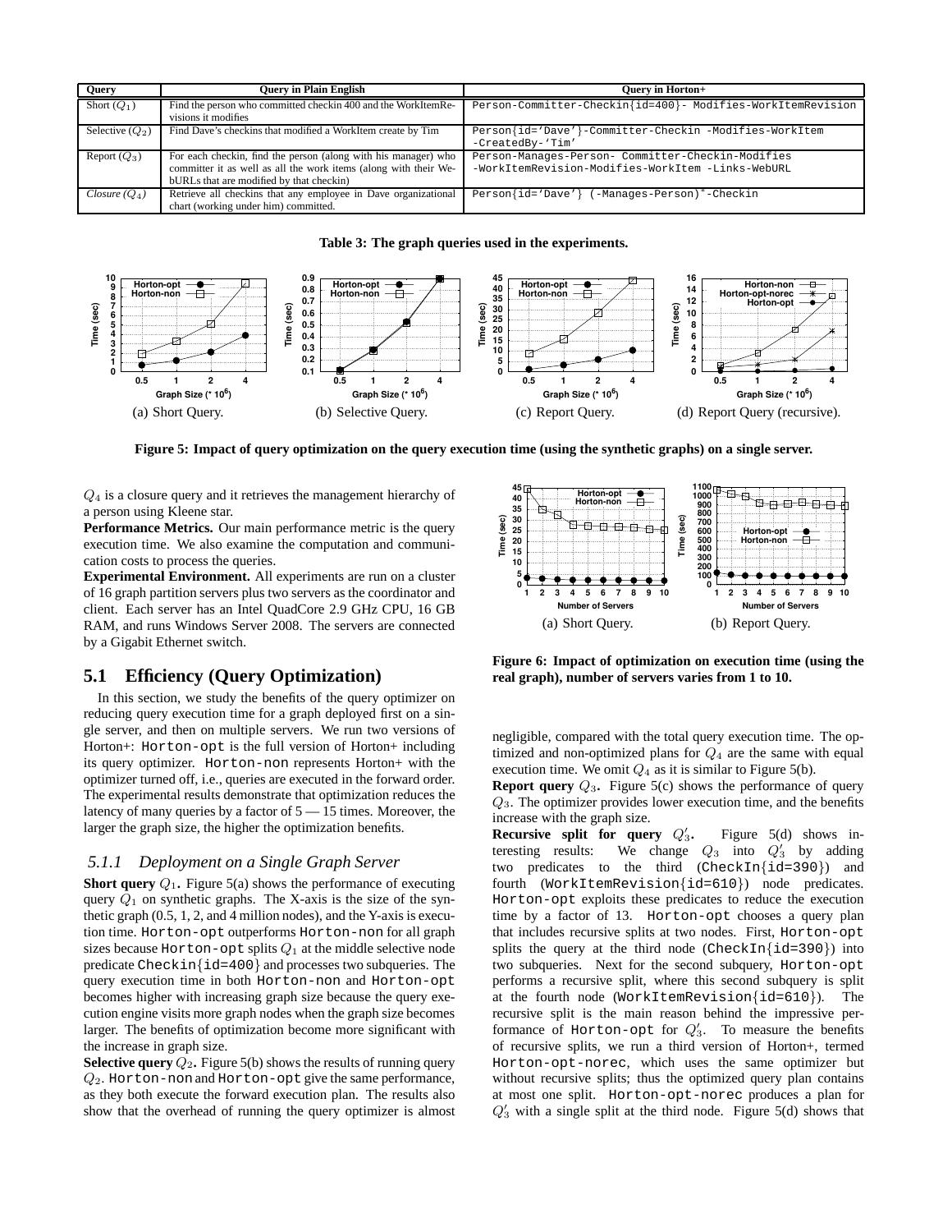| Query | Query in Plain English | Query in Horton+ |
|---|---|---|
| Short ($Q_1$) | Find the person who committed checkin 400 and the WorkItemRevisions it modifies | `Person-Committer-Checkin{id=400}- Modifies-WorkItemRevision` |
| Selective ($Q_2$) | Find Dave's checkins that modified a WorkItem create by Tim | `Person{id='Dave'}-Committer-Checkin -Modifies-WorkItem -CreatedBy-'Tim'` |
| Report ($Q_3$) | For each checkin, find the person (along with his manager) who committer it as well as all the work items (along with their WebURLs that are modified by that checkin) | `Person-Manages-Person- Committer-Checkin-Modifies -WorkItemRevision-Modifies-WorkItem -Links-WebURL` |
| *Closure* ($Q_4$) | Retrieve all checkins that any employee in Dave organizational chart (working under him) committed. | `Person{id='Dave'} (-Manages-Person)`$^*$`-Checkin` |

**Table 3: The graph queries used in the experiments.**

(a) Short Query. (b) Selective Query. (c) Report Query. (d) Report Query (recursive).

**Figure 5: Impact of query optimization on the query execution time (using the synthetic graphs) on a single server.**

$Q_4$ is a closure query and it retrieves the management hierarchy of a person using Kleene star.

**Performance Metrics.** Our main performance metric is the query execution time. We also examine the computation and communication costs to process the queries.

**Experimental Environment.** All experiments are run on a cluster of 16 graph partition servers plus two servers as the coordinator and client. Each server has an Intel QuadCore 2.9 GHz CPU, 16 GB RAM, and runs Windows Server 2008. The servers are connected by a Gigabit Ethernet switch.

## 5.1 Efficiency (Query Optimization)

In this section, we study the benefits of the query optimizer on reducing query execution time for a graph deployed first on a single server, and then on multiple servers. We run two versions of Horton+: `Horton-opt` is the full version of Horton+ including its query optimizer. `Horton-non` represents Horton+ with the optimizer turned off, i.e., queries are executed in the forward order. The experimental results demonstrate that optimization reduces the latency of many queries by a factor of 5 — 15 times. Moreover, the larger the graph size, the higher the optimization benefits.

### *5.1.1 Deployment on a Single Graph Server*

**Short query** $Q_1$**.** Figure 5(a) shows the performance of executing query $Q_1$ on synthetic graphs. The X-axis is the size of the synthetic graph (0.5, 1, 2, and 4 million nodes), and the Y-axis is execution time. `Horton-opt` outperforms `Horton-non` for all graph sizes because `Horton-opt` splits $Q_1$ at the middle selective node predicate `Checkin{id=400}` and processes two subqueries. The query execution time in both `Horton-non` and `Horton-opt` becomes higher with increasing graph size because the query execution engine visits more graph nodes when the graph size becomes larger. The benefits of optimization become more significant with the increase in graph size.

**Selective query** $Q_2$**.** Figure 5(b) shows the results of running query $Q_2$. `Horton-non` and `Horton-opt` give the same performance, as they both execute the forward execution plan. The results also show that the overhead of running the query optimizer is almost negligible, compared with the total query execution time. The optimized and non-optimized plans for $Q_4$ are the same with equal execution time. We omit $Q_4$ as it is similar to Figure 5(b).

(a) Short Query. (b) Report Query.

**Figure 6: Impact of optimization on execution time (using the real graph), number of servers varies from 1 to 10.**

**Report query** $Q_3$**.** Figure 5(c) shows the performance of query $Q_3$. The optimizer provides lower execution time, and the benefits increase with the graph size.

**Recursive split for query** $Q_3'$**.** Figure 5(d) shows interesting results: We change $Q_3$ into $Q_3'$ by adding two predicates to the third (`CheckIn{id=390}`) and fourth (`WorkItemRevision{id=610}`) node predicates. `Horton-opt` exploits these predicates to reduce the execution time by a factor of 13. `Horton-opt` chooses a query plan that includes recursive splits at two nodes. First, `Horton-opt` splits the query at the third node (`CheckIn{id=390}`) into two subqueries. Next for the second subquery, `Horton-opt` performs a recursive split, where this second subquery is split at the fourth node (`WorkItemRevision{id=610}`). The recursive split is the main reason behind the impressive performance of `Horton-opt` for $Q_3'$. To measure the benefits of recursive splits, we run a third version of Horton+, termed `Horton-opt-norec`, which uses the same optimizer but without recursive splits; thus the optimized query plan contains at most one split. `Horton-opt-norec` produces a plan for $Q_3'$ with a single split at the third node. Figure 5(d) shows that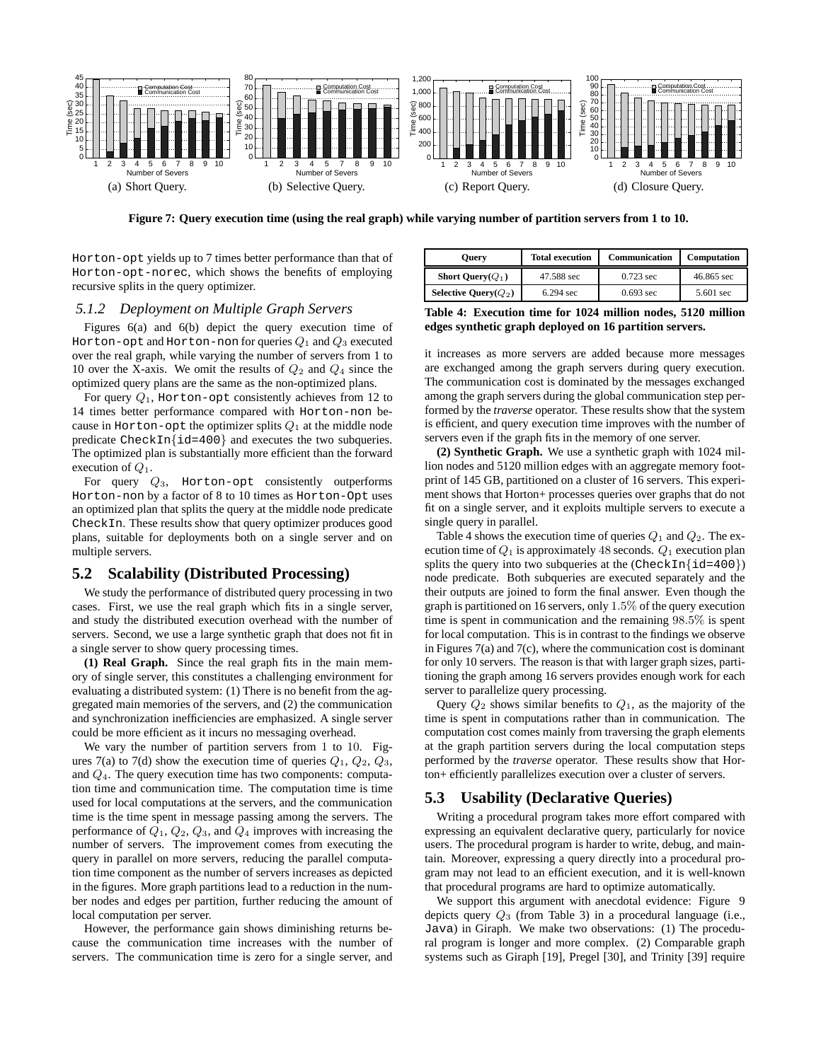Figure 7: Query execution time (using the real graph) while varying number of partition servers from 1 to 10.

(a) Short Query. (b) Selective Query. (c) Report Query. (d) Closure Query.

Horton-opt yields up to 7 times better performance than that of Horton-opt-norec, which shows the benefits of employing recursive splits in the query optimizer.

### 5.1.2 Deployment on Multiple Graph Servers

Figures 6(a) and 6(b) depict the query execution time of Horton-opt and Horton-non for queries $Q_1$ and $Q_3$ executed over the real graph, while varying the number of servers from 1 to 10 over the X-axis. We omit the results of $Q_2$ and $Q_4$ since the optimized query plans are the same as the non-optimized plans.

For query $Q_1$, Horton-opt consistently achieves from 12 to 14 times better performance compared with Horton-non because in Horton-opt the optimizer splits $Q_1$ at the middle node predicate CheckIn{id=400} and executes the two subqueries. The optimized plan is substantially more efficient than the forward execution of $Q_1$.

For query $Q_3$, Horton-opt consistently outperforms Horton-non by a factor of 8 to 10 times as Horton-Opt uses an optimized plan that splits the query at the middle node predicate CheckIn. These results show that query optimizer produces good plans, suitable for deployments both on a single server and on multiple servers.

## 5.2 Scalability (Distributed Processing)

We study the performance of distributed query processing in two cases. First, we use the real graph which fits in a single server, and study the distributed execution overhead with the number of servers. Second, we use a large synthetic graph that does not fit in a single server to show query processing times.

**(1) Real Graph.** Since the real graph fits in the main memory of single server, this constitutes a challenging environment for evaluating a distributed system: (1) There is no benefit from the aggregated main memories of the servers, and (2) the communication and synchronization inefficiencies are emphasized. A single server could be more efficient as it incurs no messaging overhead.

We vary the number of partition servers from 1 to 10. Figures 7(a) to 7(d) show the execution time of queries $Q_1$, $Q_2$, $Q_3$, and $Q_4$. The query execution time has two components: computation time and communication time. The computation time is time used for local computations at the servers, and the communication time is the time spent in message passing among the servers. The performance of $Q_1$, $Q_2$, $Q_3$, and $Q_4$ improves with increasing the number of servers. The improvement comes from executing the query in parallel on more servers, reducing the parallel computation time component as the number of servers increases as depicted in the figures. More graph partitions lead to a reduction in the number nodes and edges per partition, further reducing the amount of local computation per server.

However, the performance gain shows diminishing returns because the communication time increases with the number of servers. The communication time is zero for a single server, and it increases as more servers are added because more messages are exchanged among the graph servers during query execution. The communication cost is dominated by the messages exchanged among the graph servers during the global communication step performed by the *traverse* operator. These results show that the system is efficient, and query execution time improves with the number of servers even if the graph fits in the memory of one server.

| Query | Total execution | Communication | Computation |
|---|---|---|---|
| **Short Query($Q_1$)** | 47.588 sec | 0.723 sec | 46.865 sec |
| **Selective Query($Q_2$)** | 6.294 sec | 0.693 sec | 5.601 sec |

**Table 4: Execution time for 1024 million nodes, 5120 million edges synthetic graph deployed on 16 partition servers.**

**(2) Synthetic Graph.** We use a synthetic graph with 1024 million nodes and 5120 million edges with an aggregate memory footprint of 145 GB, partitioned on a cluster of 16 servers. This experiment shows that Horton+ processes queries over graphs that do not fit on a single server, and it exploits multiple servers to execute a single query in parallel.

Table 4 shows the execution time of queries $Q_1$ and $Q_2$. The execution time of $Q_1$ is approximately $48$ seconds. $Q_1$ execution plan splits the query into two subqueries at the (CheckIn{id=400}) node predicate. Both subqueries are executed separately and the their outputs are joined to form the final answer. Even though the graph is partitioned on 16 servers, only $1.5\%$ of the query execution time is spent in communication and the remaining $98.5\%$ is spent for local computation. This is in contrast to the findings we observe in Figures 7(a) and 7(c), where the communication cost is dominant for only 10 servers. The reason is that with larger graph sizes, partitioning the graph among 16 servers provides enough work for each server to parallelize query processing.

Query $Q_2$ shows similar benefits to $Q_1$, as the majority of the time is spent in computations rather than in communication. The computation cost comes mainly from traversing the graph elements at the graph partition servers during the local computation steps performed by the *traverse* operator. These results show that Horton+ efficiently parallelizes execution over a cluster of servers.

## 5.3 Usability (Declarative Queries)

Writing a procedural program takes more effort compared with expressing an equivalent declarative query, particularly for novice users. The procedural program is harder to write, debug, and maintain. Moreover, expressing a query directly into a procedural program may not lead to an efficient execution, and it is well-known that procedural programs are hard to optimize automatically.

We support this argument with anecdotal evidence: Figure 9 depicts query $Q_3$ (from Table 3) in a procedural language (i.e., Java) in Giraph. We make two observations: (1) The procedural program is longer and more complex. (2) Comparable graph systems such as Giraph [19], Pregel [30], and Trinity [39] require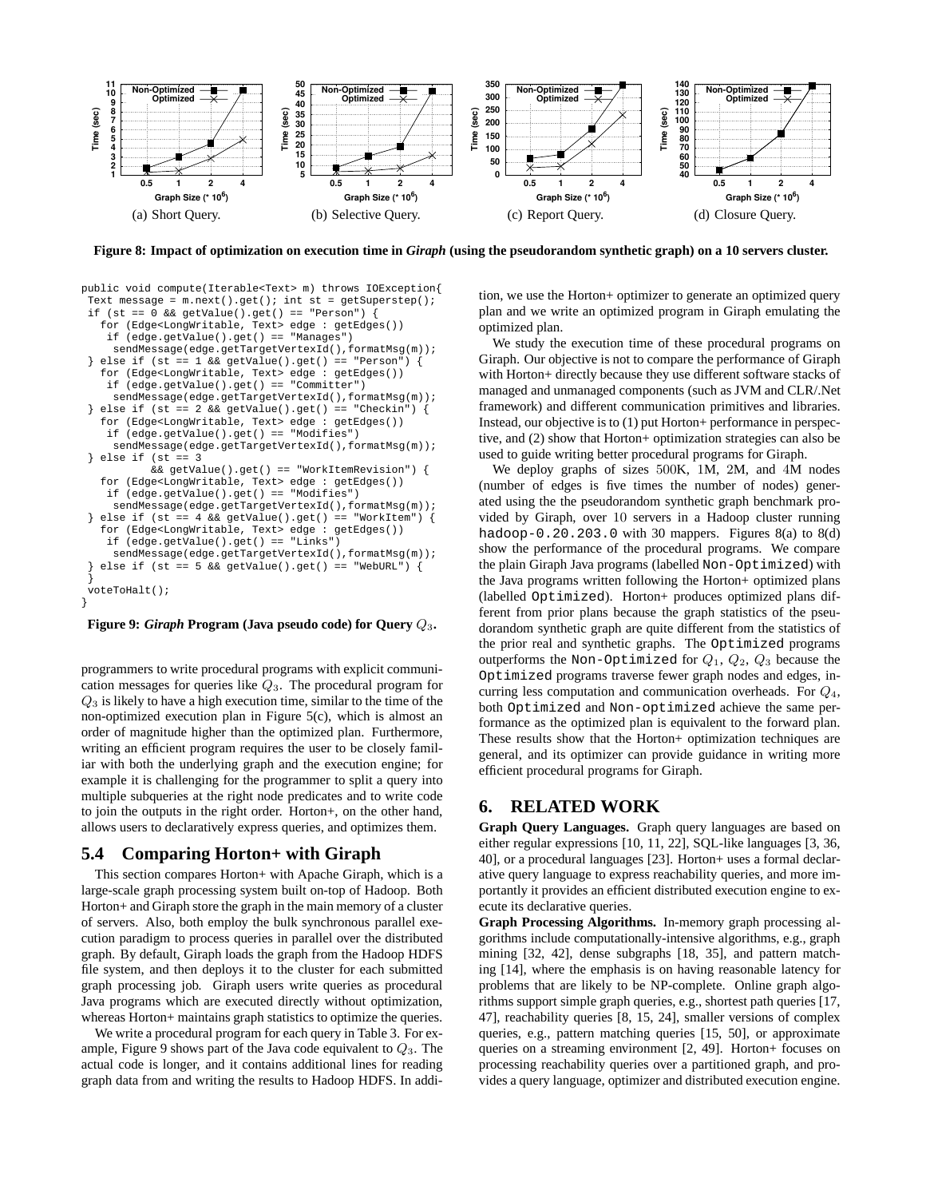(a) Short Query.

(b) Selective Query.

(c) Report Query.

(d) Closure Query.

**Figure 8: Impact of optimization on execution time in *Giraph* (using the pseudorandom synthetic graph) on a 10 servers cluster.**

```
public void compute(Iterable<Text> m) throws IOException{
 Text message = m.next().get(); int st = getSuperstep();
 if (st == 0 && getValue().get() == "Person") {
   for (Edge<LongWritable, Text> edge : getEdges())
    if (edge.getValue().get() == "Manages")
     sendMessage(edge.getTargetVertexId(),formatMsg(m));
 } else if (st == 1 && getValue().get() == "Person") {
   for (Edge<LongWritable, Text> edge : getEdges())
    if (edge.getValue().get() == "Committer")
     sendMessage(edge.getTargetVertexId(),formatMsg(m));
 } else if (st == 2 && getValue().get() == "Checkin") {
   for (Edge<LongWritable, Text> edge : getEdges())
    if (edge.getValue().get() == "Modifies")
     sendMessage(edge.getTargetVertexId(),formatMsg(m));
 } else if (st == 3
          && getValue().get() == "WorkItemRevision") {
   for (Edge<LongWritable, Text> edge : getEdges())
    if (edge.getValue().get() == "Modifies")
     sendMessage(edge.getTargetVertexId(),formatMsg(m));
 } else if (st == 4 && getValue().get() == "WorkItem") {
   for (Edge<LongWritable, Text> edge : getEdges())
    if (edge.getValue().get() == "Links")
     sendMessage(edge.getTargetVertexId(),formatMsg(m));
 } else if (st == 5 && getValue().get() == "WebURL") {
 }
 voteToHalt();
}
```

**Figure 9: *Giraph* Program (Java pseudo code) for Query $Q_3$.**

programmers to write procedural programs with explicit communication messages for queries like $Q_3$. The procedural program for $Q_3$ is likely to have a high execution time, similar to the time of the non-optimized execution plan in Figure 5(c), which is almost an order of magnitude higher than the optimized plan. Furthermore, writing an efficient program requires the user to be closely familiar with both the underlying graph and the execution engine; for example it is challenging for the programmer to split a query into multiple subqueries at the right node predicates and to write code to join the outputs in the right order. Horton+, on the other hand, allows users to declaratively express queries, and optimizes them.

## 5.4 Comparing Horton+ with Giraph

This section compares Horton+ with Apache Giraph, which is a large-scale graph processing system built on-top of Hadoop. Both Horton+ and Giraph store the graph in the main memory of a cluster of servers. Also, both employ the bulk synchronous parallel execution paradigm to process queries in parallel over the distributed graph. By default, Giraph loads the graph from the Hadoop HDFS file system, and then deploys it to the cluster for each submitted graph processing job. Giraph users write queries as procedural Java programs which are executed directly without optimization, whereas Horton+ maintains graph statistics to optimize the queries.

We write a procedural program for each query in Table 3. For example, Figure 9 shows part of the Java code equivalent to $Q_3$. The actual code is longer, and it contains additional lines for reading graph data from and writing the results to Hadoop HDFS. In addition, we use the Horton+ optimizer to generate an optimized query plan and we write an optimized program in Giraph emulating the optimized plan.

We study the execution time of these procedural programs on Giraph. Our objective is not to compare the performance of Giraph with Horton+ directly because they use different software stacks of managed and unmanaged components (such as JVM and CLR/.Net framework) and different communication primitives and libraries. Instead, our objective is to (1) put Horton+ performance in perspective, and (2) show that Horton+ optimization strategies can also be used to guide writing better procedural programs for Giraph.

We deploy graphs of sizes 500K, 1M, 2M, and 4M nodes (number of edges is five times the number of nodes) generated using the the pseudorandom synthetic graph benchmark provided by Giraph, over 10 servers in a Hadoop cluster running `hadoop-0.20.203.0` with 30 mappers. Figures 8(a) to 8(d) show the performance of the procedural programs. We compare the plain Giraph Java programs (labelled `Non-Optimized`) with the Java programs written following the Horton+ optimized plans (labelled `Optimized`). Horton+ produces optimized plans different from prior plans because the graph statistics of the pseudorandom synthetic graph are quite different from the statistics of the prior real and synthetic graphs. The `Optimized` programs outperforms the `Non-Optimized` for $Q_1$, $Q_2$, $Q_3$ because the `Optimized` programs traverse fewer graph nodes and edges, incurring less computation and communication overheads. For $Q_4$, both `Optimized` and `Non-optimized` achieve the same performance as the optimized plan is equivalent to the forward plan. These results show that the Horton+ optimization techniques are general, and its optimizer can provide guidance in writing more efficient procedural programs for Giraph.

# 6. RELATED WORK

**Graph Query Languages.** Graph query languages are based on either regular expressions [10, 11, 22], SQL-like languages [3, 36, 40], or a procedural languages [23]. Horton+ uses a formal declarative query language to express reachability queries, and more importantly it provides an efficient distributed execution engine to execute its declarative queries.

**Graph Processing Algorithms.** In-memory graph processing algorithms include computationally-intensive algorithms, e.g., graph mining [32, 42], dense subgraphs [18, 35], and pattern matching [14], where the emphasis is on having reasonable latency for problems that are likely to be NP-complete. Online graph algorithms support simple graph queries, e.g., shortest path queries [17, 47], reachability queries [8, 15, 24], smaller versions of complex queries, e.g., pattern matching queries [15, 50], or approximate queries on a streaming environment [2, 49]. Horton+ focuses on processing reachability queries over a partitioned graph, and provides a query language, optimizer and distributed execution engine.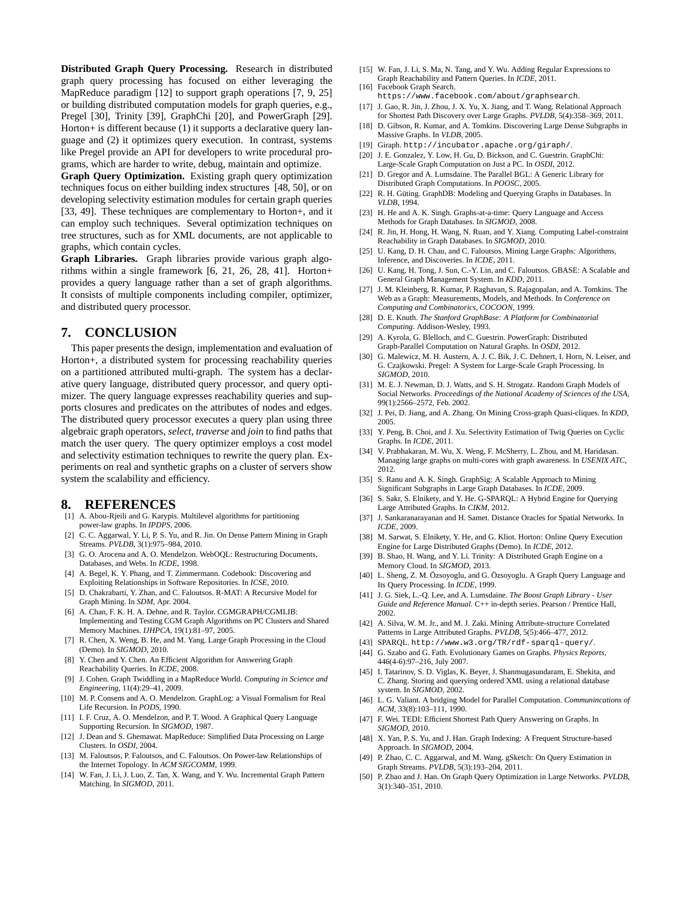**Distributed Graph Query Processing.** Research in distributed graph query processing has focused on either leveraging the MapReduce paradigm [12] to support graph operations [7, 9, 25] or building distributed computation models for graph queries, e.g., Pregel [30], Trinity [39], GraphChi [20], and PowerGraph [29]. Horton+ is different because (1) it supports a declarative query language and (2) it optimizes query execution. In contrast, systems like Pregel provide an API for developers to write procedural programs, which are harder to write, debug, maintain and optimize.

**Graph Query Optimization.** Existing graph query optimization techniques focus on either building index structures [48, 50], or on developing selectivity estimation modules for certain graph queries [33, 49]. These techniques are complementary to Horton+, and it can employ such techniques. Several optimization techniques on tree structures, such as for XML documents, are not applicable to graphs, which contain cycles.

**Graph Libraries.** Graph libraries provide various graph algorithms within a single framework [6, 21, 26, 28, 41]. Horton+ provides a query language rather than a set of graph algorithms. It consists of multiple components including compiler, optimizer, and distributed query processor.

## 7. CONCLUSION

This paper presents the design, implementation and evaluation of Horton+, a distributed system for processing reachability queries on a partitioned attributed multi-graph. The system has a declarative query language, distributed query processor, and query optimizer. The query language expresses reachability queries and supports closures and predicates on the attributes of nodes and edges. The distributed query processor executes a query plan using three algebraic graph operators, *select*, *traverse* and *join* to find paths that match the user query. The query optimizer employs a cost model and selectivity estimation techniques to rewrite the query plan. Experiments on real and synthetic graphs on a cluster of servers show system the scalability and efficiency.

## 8. REFERENCES

[1] A. Abou-Rjeili and G. Karypis. Multilevel algorithms for partitioning power-law graphs. In *IPDPS*, 2006.

[2] C. C. Aggarwal, Y. Li, P. S. Yu, and R. Jin. On Dense Pattern Mining in Graph Streams. *PVLDB*, 3(1):975–984, 2010.

[3] G. O. Arocena and A. O. Mendelzon. WebOQL: Restructuring Documents, Databases, and Webs. In *ICDE*, 1998.

[4] A. Begel, K. Y. Phang, and T. Zimmermann. Codebook: Discovering and Exploiting Relationships in Software Repositories. In *ICSE*, 2010.

[5] D. Chakrabarti, Y. Zhan, and C. Faloutsos. R-MAT: A Recursive Model for Graph Mining. In *SDM*, Apr. 2004.

[6] A. Chan, F. K. H. A. Dehne, and R. Taylor. CGMGRAPH/CGMLIB: Implementing and Testing CGM Graph Algorithms on PC Clusters and Shared Memory Machines. *IJHPCA*, 19(1):81–97, 2005.

[7] R. Chen, X. Weng, B. He, and M. Yang. Large Graph Processing in the Cloud (Demo). In *SIGMOD*, 2010.

[8] Y. Chen and Y. Chen. An Efficient Algorithm for Answering Graph Reachability Queries. In *ICDE*, 2008.

[9] J. Cohen. Graph Twiddling in a MapReduce World. *Computing in Science and Engineering*, 11(4):29–41, 2009.

[10] M. P. Consens and A. O. Mendelzon. GraphLog: a Visual Formalism for Real Life Recursion. In *PODS*, 1990.

[11] I. F. Cruz, A. O. Mendelzon, and P. T. Wood. A Graphical Query Language Supporting Recursion. In *SIGMOD*, 1987.

[12] J. Dean and S. Ghemawat. MapReduce: Simplified Data Processing on Large Clusters. In *OSDI*, 2004.

[13] M. Faloutsos, P. Faloutsos, and C. Faloutsos. On Power-law Relationships of the Internet Topology. In *ACM SIGCOMM*, 1999.

[14] W. Fan, J. Li, J. Luo, Z. Tan, X. Wang, and Y. Wu. Incremental Graph Pattern Matching. In *SIGMOD*, 2011.

[15] W. Fan, J. Li, S. Ma, N. Tang, and Y. Wu. Adding Regular Expressions to Graph Reachability and Pattern Queries. In *ICDE*, 2011.

[16] Facebook Graph Search. `https://www.facebook.com/about/graphsearch`.

[17] J. Gao, R. Jin, J. Zhou, J. X. Yu, X. Jiang, and T. Wang. Relational Approach for Shortest Path Discovery over Large Graphs. *PVLDB*, 5(4):358–369, 2011.

[18] D. Gibson, R. Kumar, and A. Tomkins. Discovering Large Dense Subgraphs in Massive Graphs. In *VLDB*, 2005.

[19] Giraph. `http://incubator.apache.org/giraph/`.

[20] J. E. Gonzalez, Y. Low, H. Gu, D. Bickson, and C. Guestrin. GraphChi: Large-Scale Graph Computation on Just a PC. In *OSDI*, 2012.

[21] D. Gregor and A. Lumsdaine. The Parallel BGL: A Generic Library for Distributed Graph Computations. In *POOSC*, 2005.

[22] R. H. Güting. GraphDB: Modeling and Querying Graphs in Databases. In *VLDB*, 1994.

[23] H. He and A. K. Singh. Graphs-at-a-time: Query Language and Access Methods for Graph Databases. In *SIGMOD*, 2008.

[24] R. Jin, H. Hong, H. Wang, N. Ruan, and Y. Xiang. Computing Label-constraint Reachability in Graph Databases. In *SIGMOD*, 2010.

[25] U. Kang, D. H. Chau, and C. Faloutsos. Mining Large Graphs: Algorithms, Inference, and Discoveries. In *ICDE*, 2011.

[26] U. Kang, H. Tong, J. Sun, C.-Y. Lin, and C. Faloutsos. GBASE: A Scalable and General Graph Management System. In *KDD*, 2011.

[27] J. M. Kleinberg, R. Kumar, P. Raghavan, S. Rajagopalan, and A. Tomkins. The Web as a Graph: Measurements, Models, and Methods. In *Conference on Computing and Combinatorics, COCOON*, 1999.

[28] D. E. Knuth. *The Stanford GraphBase: A Platform for Combinatorial Computing*. Addison-Wesley, 1993.

[29] A. Kyrola, G. Blelloch, and C. Guestrin. PowerGraph: Distributed Graph-Parallel Computation on Natural Graphs. In *OSDI*, 2012.

[30] G. Malewicz, M. H. Austern, A. J. C. Bik, J. C. Dehnert, I. Horn, N. Leiser, and G. Czajkowski. Pregel: A System for Large-Scale Graph Processing. In *SIGMOD*, 2010.

[31] M. E. J. Newman, D. J. Watts, and S. H. Strogatz. Random Graph Models of Social Networks. *Proceedings of the National Academy of Sciences of the USA*, 99(1):2566–2572, Feb. 2002.

[32] J. Pei, D. Jiang, and A. Zhang. On Mining Cross-graph Quasi-cliques. In *KDD*, 2005.

[33] Y. Peng, B. Choi, and J. Xu. Selectivity Estimation of Twig Queries on Cyclic Graphs. In *ICDE*, 2011.

[34] V. Prabhakaran, M. Wu, X. Weng, F. McSherry, L. Zhou, and M. Haridasan. Managing large graphs on multi-cores with graph awareness. In *USENIX ATC*, 2012.

[35] S. Ranu and A. K. Singh. GraphSig: A Scalable Approach to Mining Significant Subgraphs in Large Graph Databases. In *ICDE*, 2009.

[36] S. Sakr, S. Elnikety, and Y. He. G-SPARQL: A Hybrid Engine for Querying Large Attributed Graphs. In *CIKM*, 2012.

[37] J. Sankaranarayanan and H. Samet. Distance Oracles for Spatial Networks. In *ICDE*, 2009.

[38] M. Sarwat, S. Elnikety, Y. He, and G. Kliot. Horton: Online Query Execution Engine for Large Distributed Graphs (Demo). In *ICDE*, 2012.

[39] B. Shao, H. Wang, and Y. Li. Trinity: A Distributed Graph Engine on a Memory Cloud. In *SIGMOD*, 2013.

[40] L. Sheng, Z. M. Özsoyoglu, and G. Özsoyoglu. A Graph Query Language and Its Query Processing. In *ICDE*, 1999.

[41] J. G. Siek, L.-Q. Lee, and A. Lumsdaine. *The Boost Graph Library - User Guide and Reference Manual*. C++ in-depth series. Pearson / Prentice Hall, 2002.

[42] A. Silva, W. M. Jr., and M. J. Zaki. Mining Attribute-structure Correlated Patterns in Large Attributed Graphs. *PVLDB*, 5(5):466–477, 2012.

[43] SPARQL. `http://www.w3.org/TR/rdf-sparql-query/`.

[44] G. Szabo and G. Fath. Evolutionary Games on Graphs. *Physics Reports*, 446(4-6):97–216, July 2007.

[45] I. Tatarinov, S. D. Viglas, K. Beyer, J. Shanmugasundaram, E. Shekita, and C. Zhang. Storing and querying ordered XML using a relational database system. In *SIGMOD*, 2002.

[46] L. G. Valiant. A bridging Model for Parallel Computation. *Communincations of ACM*, 33(8):103–111, 1990.

[47] F. Wei. TEDI: Efficient Shortest Path Query Answering on Graphs. In *SIGMOD*, 2010.

[48] X. Yan, P. S. Yu, and J. Han. Graph Indexing: A Frequent Structure-based Approach. In *SIGMOD*, 2004.

[49] P. Zhao, C. C. Aggarwal, and M. Wang. gSketch: On Query Estimation in Graph Streams. *PVLDB*, 5(3):193–204, 2011.

[50] P. Zhao and J. Han. On Graph Query Optimization in Large Networks. *PVLDB*, 3(1):340–351, 2010.